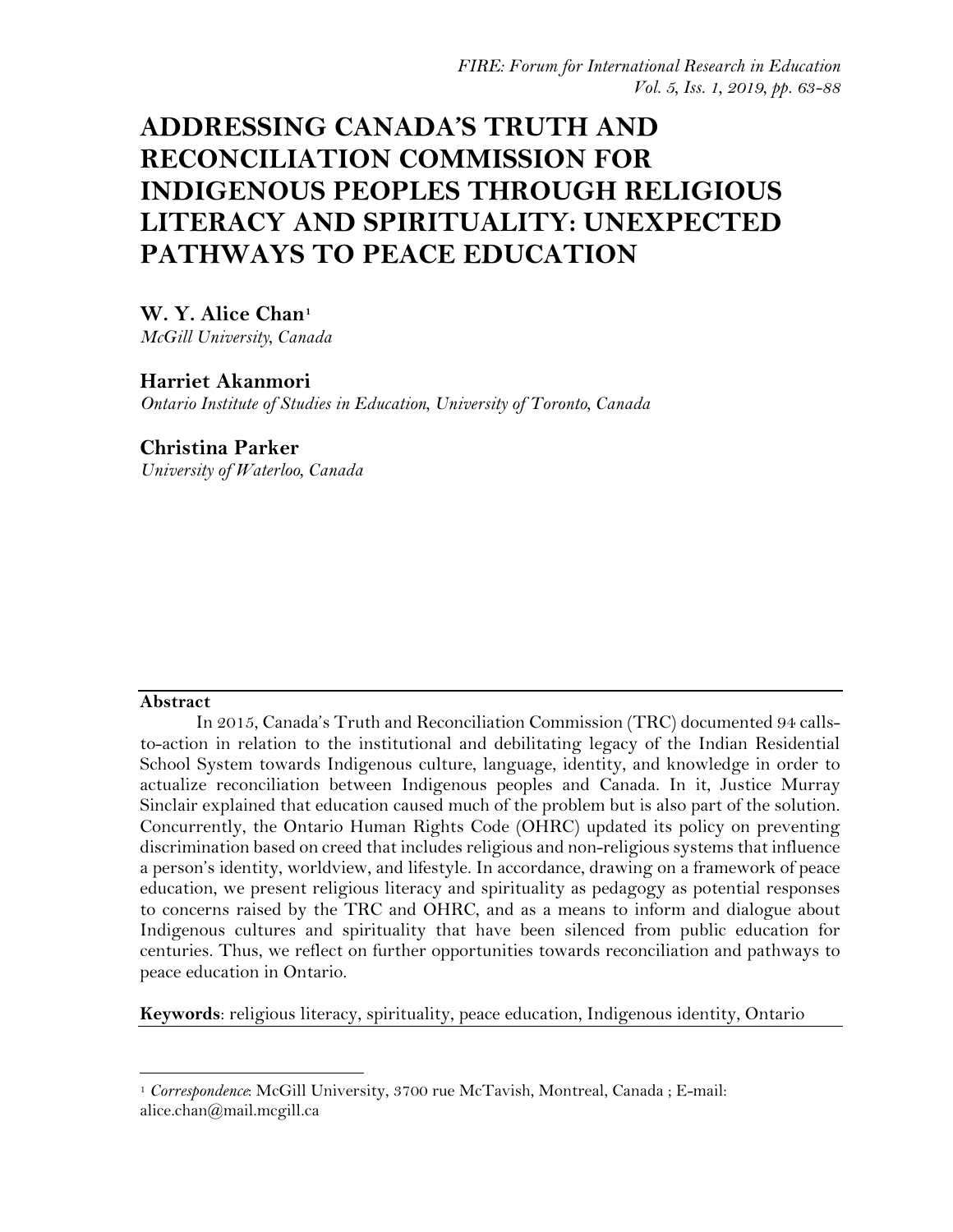# ADDRESSING CANADA'S TRUTH AND RECONCILIATION COMMISSION FOR INDIGENOUS PEOPLES THROUGH RELIGIOUS LITERACY AND SPIRITUALITY: UNEXPECTED PATHWAYS TO PEACE EDUCATION

**W. Y. Alice Chan**[1]
*McGill University, Canada*

**Harriet Akanmori**
*Ontario Institute of Studies in Education, University of Toronto, Canada*

**Christina Parker**
*University of Waterloo, Canada*

**Abstract**

In 2015, Canada's Truth and Reconciliation Commission (TRC) documented 94 calls-to-action in relation to the institutional and debilitating legacy of the Indian Residential School System towards Indigenous culture, language, identity, and knowledge in order to actualize reconciliation between Indigenous peoples and Canada. In it, Justice Murray Sinclair explained that education caused much of the problem but is also part of the solution. Concurrently, the Ontario Human Rights Code (OHRC) updated its policy on preventing discrimination based on creed that includes religious and non-religious systems that influence a person's identity, worldview, and lifestyle. In accordance, drawing on a framework of peace education, we present religious literacy and spirituality as pedagogy as potential responses to concerns raised by the TRC and OHRC, and as a means to inform and dialogue about Indigenous cultures and spirituality that have been silenced from public education for centuries. Thus, we reflect on further opportunities towards reconciliation and pathways to peace education in Ontario.

**Keywords**: religious literacy, spirituality, peace education, Indigenous identity, Ontario

[1] *Correspondence*: McGill University, 3700 rue McTavish, Montreal, Canada ; E-mail: alice.chan@mail.mcgill.ca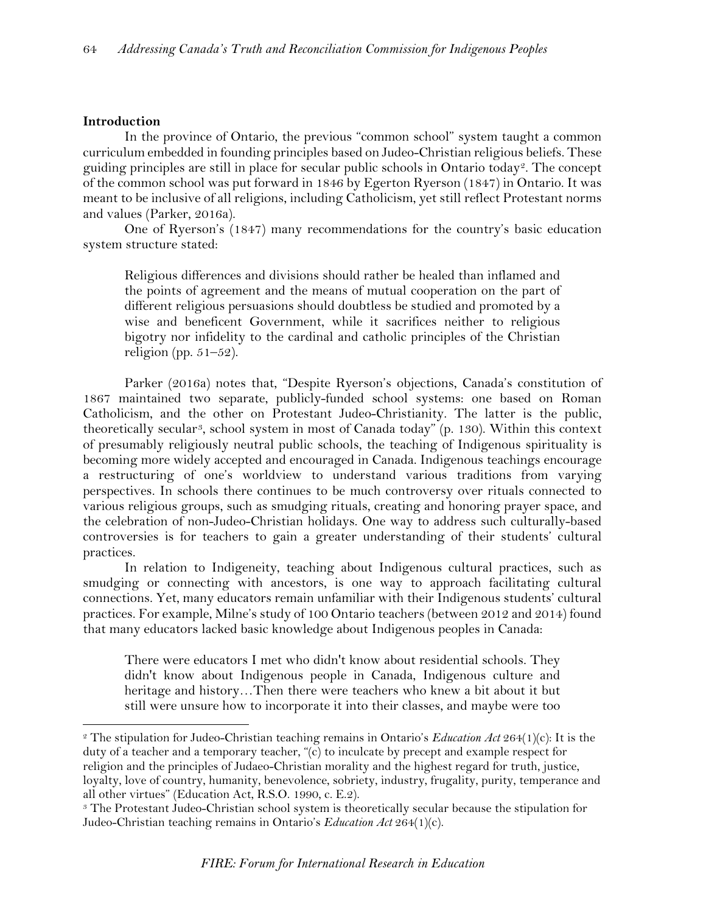## Introduction

In the province of Ontario, the previous "common school" system taught a common curriculum embedded in founding principles based on Judeo-Christian religious beliefs. These guiding principles are still in place for secular public schools in Ontario today[2]. The concept of the common school was put forward in 1846 by Egerton Ryerson (1847) in Ontario. It was meant to be inclusive of all religions, including Catholicism, yet still reflect Protestant norms and values (Parker, 2016a).

One of Ryerson's (1847) many recommendations for the country's basic education system structure stated:

> Religious differences and divisions should rather be healed than inflamed and the points of agreement and the means of mutual cooperation on the part of different religious persuasions should doubtless be studied and promoted by a wise and beneficent Government, while it sacrifices neither to religious bigotry nor infidelity to the cardinal and catholic principles of the Christian religion (pp. 51–52).

Parker (2016a) notes that, "Despite Ryerson's objections, Canada's constitution of 1867 maintained two separate, publicly-funded school systems: one based on Roman Catholicism, and the other on Protestant Judeo-Christianity. The latter is the public, theoretically secular[3], school system in most of Canada today" (p. 130). Within this context of presumably religiously neutral public schools, the teaching of Indigenous spirituality is becoming more widely accepted and encouraged in Canada. Indigenous teachings encourage a restructuring of one's worldview to understand various traditions from varying perspectives. In schools there continues to be much controversy over rituals connected to various religious groups, such as smudging rituals, creating and honoring prayer space, and the celebration of non-Judeo-Christian holidays. One way to address such culturally-based controversies is for teachers to gain a greater understanding of their students' cultural practices.

In relation to Indigeneity, teaching about Indigenous cultural practices, such as smudging or connecting with ancestors, is one way to approach facilitating cultural connections. Yet, many educators remain unfamiliar with their Indigenous students' cultural practices. For example, Milne's study of 100 Ontario teachers (between 2012 and 2014) found that many educators lacked basic knowledge about Indigenous peoples in Canada:

> There were educators I met who didn't know about residential schools. They didn't know about Indigenous people in Canada, Indigenous culture and heritage and history…Then there were teachers who knew a bit about it but still were unsure how to incorporate it into their classes, and maybe were too

---

[2] The stipulation for Judeo-Christian teaching remains in Ontario's *Education Act* 264(1)(c): It is the duty of a teacher and a temporary teacher, "(c) to inculcate by precept and example respect for religion and the principles of Judaeo-Christian morality and the highest regard for truth, justice, loyalty, love of country, humanity, benevolence, sobriety, industry, frugality, purity, temperance and all other virtues" (Education Act, R.S.O. 1990, c. E.2).

[3] The Protestant Judeo-Christian school system is theoretically secular because the stipulation for Judeo-Christian teaching remains in Ontario's *Education Act* 264(1)(c).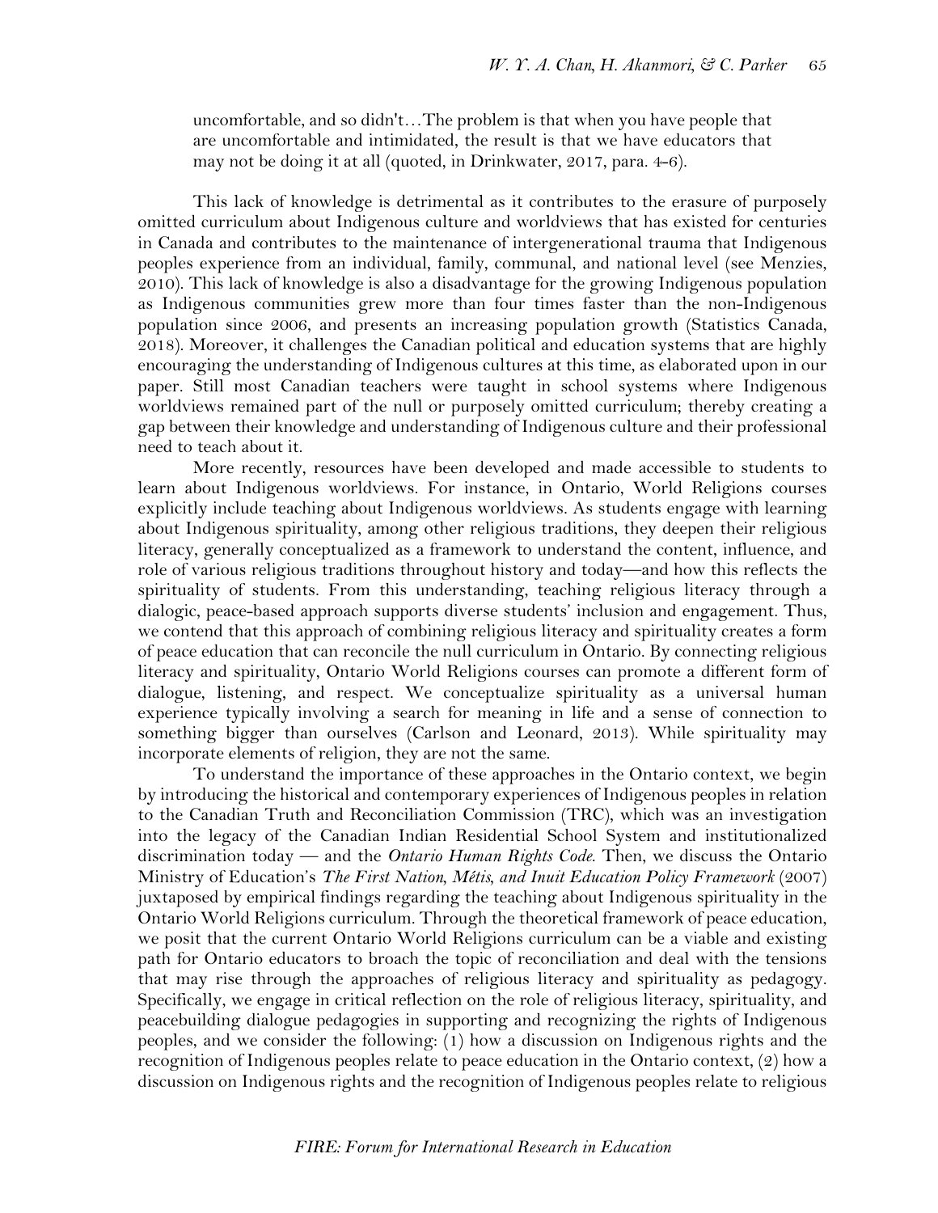> uncomfortable, and so didn't…The problem is that when you have people that are uncomfortable and intimidated, the result is that we have educators that may not be doing it at all (quoted, in Drinkwater, 2017, para. 4-6).

This lack of knowledge is detrimental as it contributes to the erasure of purposely omitted curriculum about Indigenous culture and worldviews that has existed for centuries in Canada and contributes to the maintenance of intergenerational trauma that Indigenous peoples experience from an individual, family, communal, and national level (see Menzies, 2010). This lack of knowledge is also a disadvantage for the growing Indigenous population as Indigenous communities grew more than four times faster than the non-Indigenous population since 2006, and presents an increasing population growth (Statistics Canada, 2018). Moreover, it challenges the Canadian political and education systems that are highly encouraging the understanding of Indigenous cultures at this time, as elaborated upon in our paper. Still most Canadian teachers were taught in school systems where Indigenous worldviews remained part of the null or purposely omitted curriculum; thereby creating a gap between their knowledge and understanding of Indigenous culture and their professional need to teach about it.

More recently, resources have been developed and made accessible to students to learn about Indigenous worldviews. For instance, in Ontario, World Religions courses explicitly include teaching about Indigenous worldviews. As students engage with learning about Indigenous spirituality, among other religious traditions, they deepen their religious literacy, generally conceptualized as a framework to understand the content, influence, and role of various religious traditions throughout history and today—and how this reflects the spirituality of students. From this understanding, teaching religious literacy through a dialogic, peace-based approach supports diverse students' inclusion and engagement. Thus, we contend that this approach of combining religious literacy and spirituality creates a form of peace education that can reconcile the null curriculum in Ontario. By connecting religious literacy and spirituality, Ontario World Religions courses can promote a different form of dialogue, listening, and respect. We conceptualize spirituality as a universal human experience typically involving a search for meaning in life and a sense of connection to something bigger than ourselves (Carlson and Leonard, 2013). While spirituality may incorporate elements of religion, they are not the same.

To understand the importance of these approaches in the Ontario context, we begin by introducing the historical and contemporary experiences of Indigenous peoples in relation to the Canadian Truth and Reconciliation Commission (TRC), which was an investigation into the legacy of the Canadian Indian Residential School System and institutionalized discrimination today — and the *Ontario Human Rights Code*. Then, we discuss the Ontario Ministry of Education's *The First Nation, Métis, and Inuit Education Policy Framework* (2007) juxtaposed by empirical findings regarding the teaching about Indigenous spirituality in the Ontario World Religions curriculum. Through the theoretical framework of peace education, we posit that the current Ontario World Religions curriculum can be a viable and existing path for Ontario educators to broach the topic of reconciliation and deal with the tensions that may rise through the approaches of religious literacy and spirituality as pedagogy. Specifically, we engage in critical reflection on the role of religious literacy, spirituality, and peacebuilding dialogue pedagogies in supporting and recognizing the rights of Indigenous peoples, and we consider the following: (1) how a discussion on Indigenous rights and the recognition of Indigenous peoples relate to peace education in the Ontario context, (2) how a discussion on Indigenous rights and the recognition of Indigenous peoples relate to religious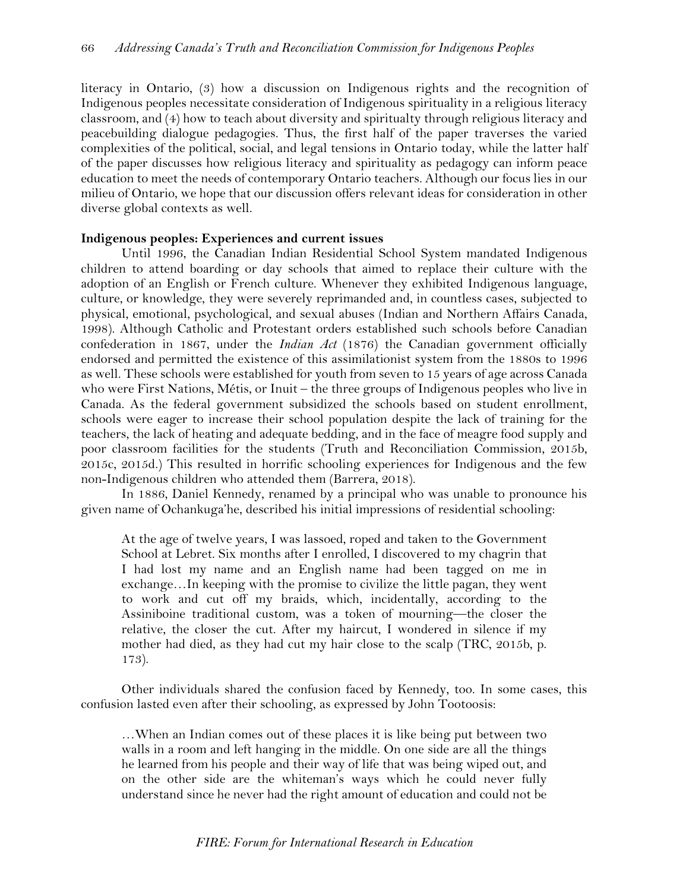literacy in Ontario, (3) how a discussion on Indigenous rights and the recognition of Indigenous peoples necessitate consideration of Indigenous spirituality in a religious literacy classroom, and (4) how to teach about diversity and spiritualty through religious literacy and peacebuilding dialogue pedagogies. Thus, the first half of the paper traverses the varied complexities of the political, social, and legal tensions in Ontario today, while the latter half of the paper discusses how religious literacy and spirituality as pedagogy can inform peace education to meet the needs of contemporary Ontario teachers. Although our focus lies in our milieu of Ontario, we hope that our discussion offers relevant ideas for consideration in other diverse global contexts as well.

**Indigenous peoples: Experiences and current issues**

Until 1996, the Canadian Indian Residential School System mandated Indigenous children to attend boarding or day schools that aimed to replace their culture with the adoption of an English or French culture. Whenever they exhibited Indigenous language, culture, or knowledge, they were severely reprimanded and, in countless cases, subjected to physical, emotional, psychological, and sexual abuses (Indian and Northern Affairs Canada, 1998). Although Catholic and Protestant orders established such schools before Canadian confederation in 1867, under the *Indian Act* (1876) the Canadian government officially endorsed and permitted the existence of this assimilationist system from the 1880s to 1996 as well. These schools were established for youth from seven to 15 years of age across Canada who were First Nations, Métis, or Inuit – the three groups of Indigenous peoples who live in Canada. As the federal government subsidized the schools based on student enrollment, schools were eager to increase their school population despite the lack of training for the teachers, the lack of heating and adequate bedding, and in the face of meagre food supply and poor classroom facilities for the students (Truth and Reconciliation Commission, 2015b, 2015c, 2015d.) This resulted in horrific schooling experiences for Indigenous and the few non-Indigenous children who attended them (Barrera, 2018).

In 1886, Daniel Kennedy, renamed by a principal who was unable to pronounce his given name of Ochankuga'he, described his initial impressions of residential schooling:

> At the age of twelve years, I was lassoed, roped and taken to the Government School at Lebret. Six months after I enrolled, I discovered to my chagrin that I had lost my name and an English name had been tagged on me in exchange…In keeping with the promise to civilize the little pagan, they went to work and cut off my braids, which, incidentally, according to the Assiniboine traditional custom, was a token of mourning—the closer the relative, the closer the cut. After my haircut, I wondered in silence if my mother had died, as they had cut my hair close to the scalp (TRC, 2015b, p. 173).

Other individuals shared the confusion faced by Kennedy, too. In some cases, this confusion lasted even after their schooling, as expressed by John Tootoosis:

> …When an Indian comes out of these places it is like being put between two walls in a room and left hanging in the middle. On one side are all the things he learned from his people and their way of life that was being wiped out, and on the other side are the whiteman's ways which he could never fully understand since he never had the right amount of education and could not be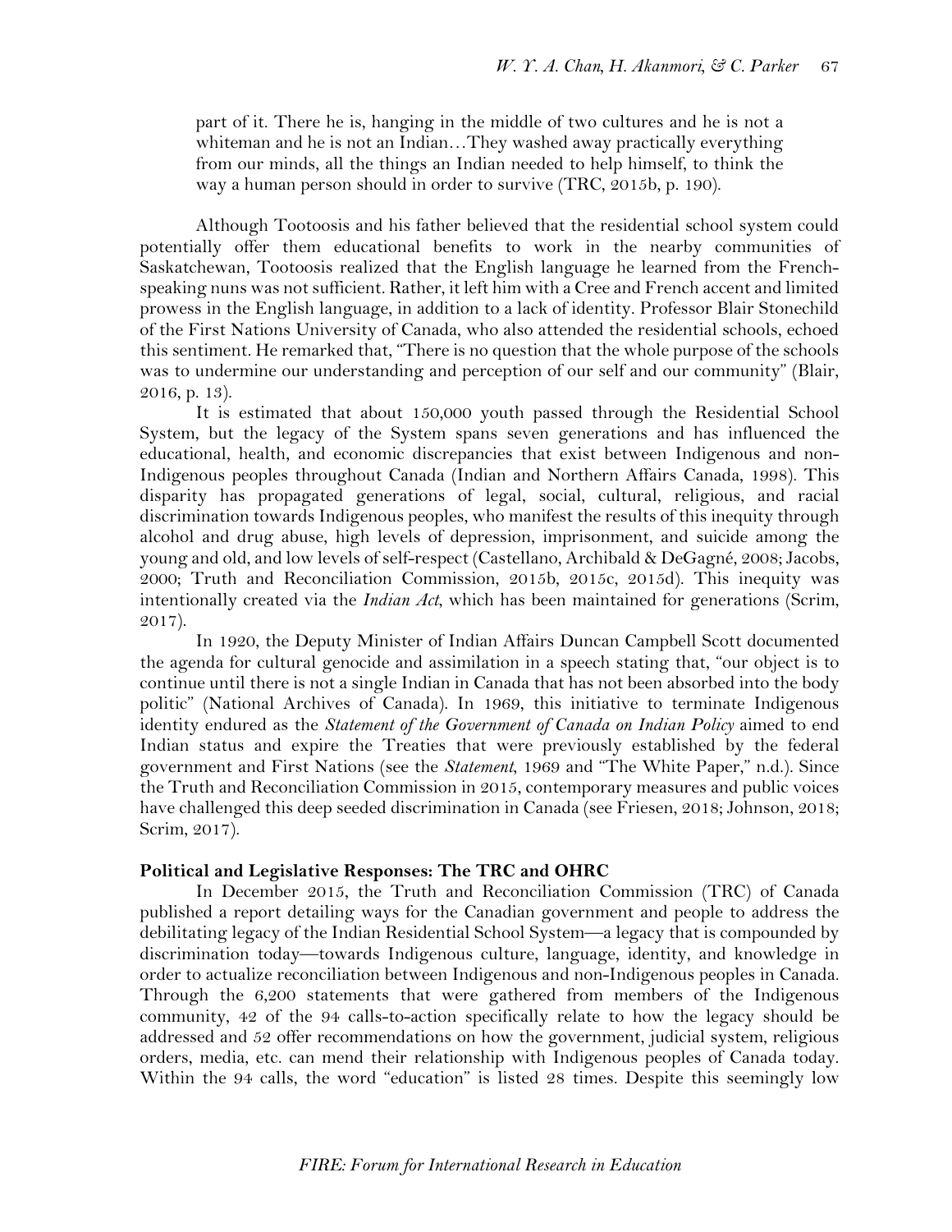part of it. There he is, hanging in the middle of two cultures and he is not a whiteman and he is not an Indian…They washed away practically everything from our minds, all the things an Indian needed to help himself, to think the way a human person should in order to survive (TRC, 2015b, p. 190).

Although Tootoosis and his father believed that the residential school system could potentially offer them educational benefits to work in the nearby communities of Saskatchewan, Tootoosis realized that the English language he learned from the French-speaking nuns was not sufficient. Rather, it left him with a Cree and French accent and limited prowess in the English language, in addition to a lack of identity. Professor Blair Stonechild of the First Nations University of Canada, who also attended the residential schools, echoed this sentiment. He remarked that, "There is no question that the whole purpose of the schools was to undermine our understanding and perception of our self and our community" (Blair, 2016, p. 13).

It is estimated that about 150,000 youth passed through the Residential School System, but the legacy of the System spans seven generations and has influenced the educational, health, and economic discrepancies that exist between Indigenous and non-Indigenous peoples throughout Canada (Indian and Northern Affairs Canada, 1998). This disparity has propagated generations of legal, social, cultural, religious, and racial discrimination towards Indigenous peoples, who manifest the results of this inequity through alcohol and drug abuse, high levels of depression, imprisonment, and suicide among the young and old, and low levels of self-respect (Castellano, Archibald & DeGagné, 2008; Jacobs, 2000; Truth and Reconciliation Commission, 2015b, 2015c, 2015d). This inequity was intentionally created via the *Indian Act*, which has been maintained for generations (Scrim, 2017).

In 1920, the Deputy Minister of Indian Affairs Duncan Campbell Scott documented the agenda for cultural genocide and assimilation in a speech stating that, "our object is to continue until there is not a single Indian in Canada that has not been absorbed into the body politic" (National Archives of Canada). In 1969, this initiative to terminate Indigenous identity endured as the *Statement of the Government of Canada on Indian Policy* aimed to end Indian status and expire the Treaties that were previously established by the federal government and First Nations (see the *Statement*, 1969 and "The White Paper," n.d.). Since the Truth and Reconciliation Commission in 2015, contemporary measures and public voices have challenged this deep seeded discrimination in Canada (see Friesen, 2018; Johnson, 2018; Scrim, 2017).

### Political and Legislative Responses: The TRC and OHRC

In December 2015, the Truth and Reconciliation Commission (TRC) of Canada published a report detailing ways for the Canadian government and people to address the debilitating legacy of the Indian Residential School System—a legacy that is compounded by discrimination today—towards Indigenous culture, language, identity, and knowledge in order to actualize reconciliation between Indigenous and non-Indigenous peoples in Canada. Through the 6,200 statements that were gathered from members of the Indigenous community, 42 of the 94 calls-to-action specifically relate to how the legacy should be addressed and 52 offer recommendations on how the government, judicial system, religious orders, media, etc. can mend their relationship with Indigenous peoples of Canada today. Within the 94 calls, the word "education" is listed 28 times. Despite this seemingly low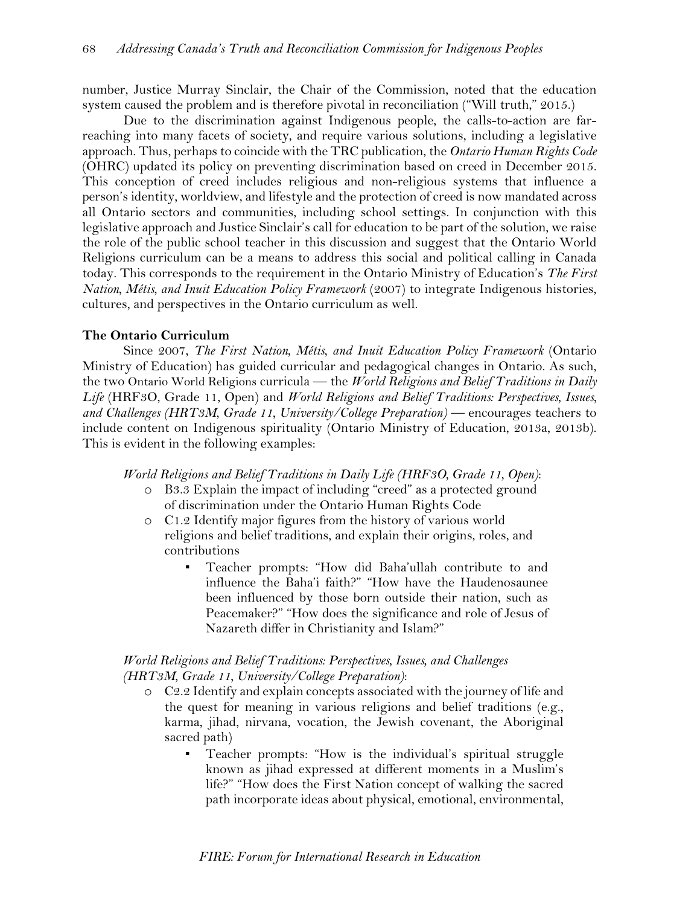number, Justice Murray Sinclair, the Chair of the Commission, noted that the education system caused the problem and is therefore pivotal in reconciliation ("Will truth," 2015.)

Due to the discrimination against Indigenous people, the calls-to-action are far-reaching into many facets of society, and require various solutions, including a legislative approach. Thus, perhaps to coincide with the TRC publication, the *Ontario Human Rights Code* (OHRC) updated its policy on preventing discrimination based on creed in December 2015. This conception of creed includes religious and non-religious systems that influence a person's identity, worldview, and lifestyle and the protection of creed is now mandated across all Ontario sectors and communities, including school settings. In conjunction with this legislative approach and Justice Sinclair's call for education to be part of the solution, we raise the role of the public school teacher in this discussion and suggest that the Ontario World Religions curriculum can be a means to address this social and political calling in Canada today. This corresponds to the requirement in the Ontario Ministry of Education's *The First Nation, Métis, and Inuit Education Policy Framework* (2007) to integrate Indigenous histories, cultures, and perspectives in the Ontario curriculum as well.

**The Ontario Curriculum**

Since 2007, *The First Nation, Métis, and Inuit Education Policy Framework* (Ontario Ministry of Education) has guided curricular and pedagogical changes in Ontario. As such, the two Ontario World Religions curricula — the *World Religions and Belief Traditions in Daily Life* (HRF3O, Grade 11, Open) and *World Religions and Belief Traditions: Perspectives, Issues, and Challenges (HRT3M, Grade 11, University/College Preparation)* — encourages teachers to include content on Indigenous spirituality (Ontario Ministry of Education, 2013a, 2013b). This is evident in the following examples:

*World Religions and Belief Traditions in Daily Life (HRF3O, Grade 11, Open)*:

- B3.3 Explain the impact of including "creed" as a protected ground of discrimination under the Ontario Human Rights Code
- C1.2 Identify major figures from the history of various world religions and belief traditions, and explain their origins, roles, and contributions
  - Teacher prompts: "How did Baha'ullah contribute to and influence the Baha'i faith?" "How have the Haudenosaunee been influenced by those born outside their nation, such as Peacemaker?" "How does the significance and role of Jesus of Nazareth differ in Christianity and Islam?"

*World Religions and Belief Traditions: Perspectives, Issues, and Challenges (HRT3M, Grade 11, University/College Preparation)*:

- C2.2 Identify and explain concepts associated with the journey of life and the quest for meaning in various religions and belief traditions (e.g., karma, jihad, nirvana, vocation, the Jewish covenant, the Aboriginal sacred path)
  - Teacher prompts: "How is the individual's spiritual struggle known as jihad expressed at different moments in a Muslim's life?" "How does the First Nation concept of walking the sacred path incorporate ideas about physical, emotional, environmental,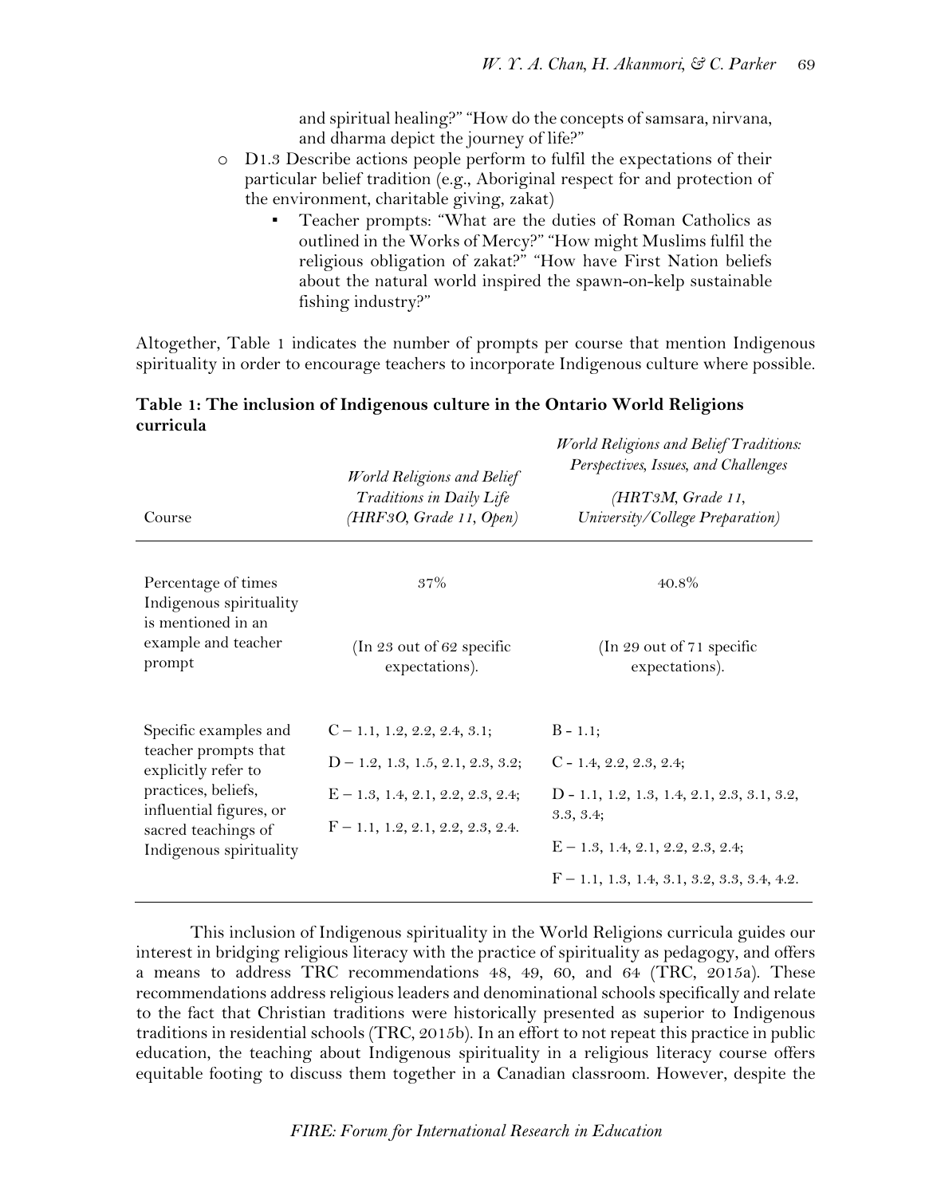and spiritual healing?" "How do the concepts of samsara, nirvana, and dharma depict the journey of life?"

- D1.3 Describe actions people perform to fulfil the expectations of their particular belief tradition (e.g., Aboriginal respect for and protection of the environment, charitable giving, zakat)
    - Teacher prompts: "What are the duties of Roman Catholics as outlined in the Works of Mercy?" "How might Muslims fulfil the religious obligation of zakat?" "How have First Nation beliefs about the natural world inspired the spawn-on-kelp sustainable fishing industry?"

Altogether, Table 1 indicates the number of prompts per course that mention Indigenous spirituality in order to encourage teachers to incorporate Indigenous culture where possible.

**Table 1: The inclusion of Indigenous culture in the Ontario World Religions curricula**

| Course | *World Religions and Belief Traditions in Daily Life (HRF3O, Grade 11, Open)* | *World Religions and Belief Traditions: Perspectives, Issues, and Challenges (HRT3M, Grade 11, University/College Preparation)* |
|---|---|---|
| Percentage of times Indigenous spirituality is mentioned in an example and teacher prompt | 37% (In 23 out of 62 specific expectations). | 40.8% (In 29 out of 71 specific expectations). |
| Specific examples and teacher prompts that explicitly refer to practices, beliefs, influential figures, or sacred teachings of Indigenous spirituality | C – 1.1, 1.2, 2.2, 2.4, 3.1; D – 1.2, 1.3, 1.5, 2.1, 2.3, 3.2; E – 1.3, 1.4, 2.1, 2.2, 2.3, 2.4; F – 1.1, 1.2, 2.1, 2.2, 2.3, 2.4. | B - 1.1; C - 1.4, 2.2, 2.3, 2.4; D - 1.1, 1.2, 1.3, 1.4, 2.1, 2.3, 3.1, 3.2, 3.3, 3.4; E – 1.3, 1.4, 2.1, 2.2, 2.3, 2.4; F – 1.1, 1.3, 1.4, 3.1, 3.2, 3.3, 3.4, 4.2. |

This inclusion of Indigenous spirituality in the World Religions curricula guides our interest in bridging religious literacy with the practice of spirituality as pedagogy, and offers a means to address TRC recommendations 48, 49, 60, and 64 (TRC, 2015a). These recommendations address religious leaders and denominational schools specifically and relate to the fact that Christian traditions were historically presented as superior to Indigenous traditions in residential schools (TRC, 2015b). In an effort to not repeat this practice in public education, the teaching about Indigenous spirituality in a religious literacy course offers equitable footing to discuss them together in a Canadian classroom. However, despite the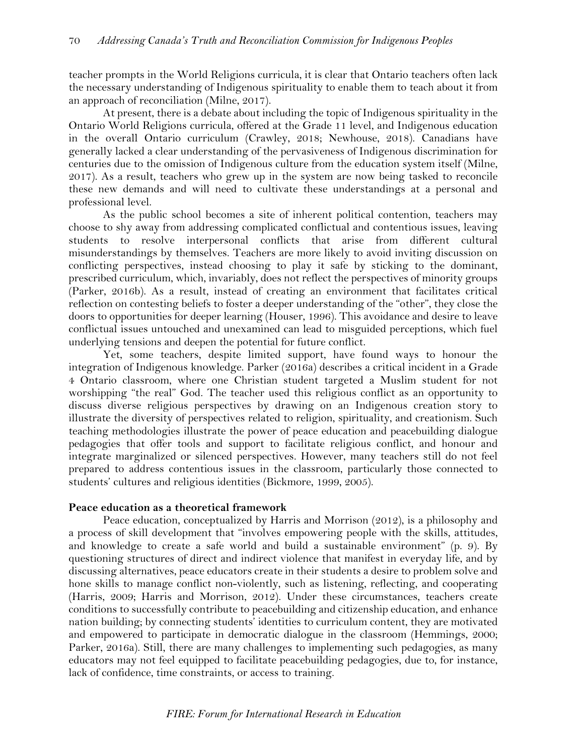teacher prompts in the World Religions curricula, it is clear that Ontario teachers often lack the necessary understanding of Indigenous spirituality to enable them to teach about it from an approach of reconciliation (Milne, 2017).

At present, there is a debate about including the topic of Indigenous spirituality in the Ontario World Religions curricula, offered at the Grade 11 level, and Indigenous education in the overall Ontario curriculum (Crawley, 2018; Newhouse, 2018). Canadians have generally lacked a clear understanding of the pervasiveness of Indigenous discrimination for centuries due to the omission of Indigenous culture from the education system itself (Milne, 2017). As a result, teachers who grew up in the system are now being tasked to reconcile these new demands and will need to cultivate these understandings at a personal and professional level.

As the public school becomes a site of inherent political contention, teachers may choose to shy away from addressing complicated conflictual and contentious issues, leaving students to resolve interpersonal conflicts that arise from different cultural misunderstandings by themselves. Teachers are more likely to avoid inviting discussion on conflicting perspectives, instead choosing to play it safe by sticking to the dominant, prescribed curriculum, which, invariably, does not reflect the perspectives of minority groups (Parker, 2016b). As a result, instead of creating an environment that facilitates critical reflection on contesting beliefs to foster a deeper understanding of the "other", they close the doors to opportunities for deeper learning (Houser, 1996). This avoidance and desire to leave conflictual issues untouched and unexamined can lead to misguided perceptions, which fuel underlying tensions and deepen the potential for future conflict.

Yet, some teachers, despite limited support, have found ways to honour the integration of Indigenous knowledge. Parker (2016a) describes a critical incident in a Grade 4 Ontario classroom, where one Christian student targeted a Muslim student for not worshipping "the real" God. The teacher used this religious conflict as an opportunity to discuss diverse religious perspectives by drawing on an Indigenous creation story to illustrate the diversity of perspectives related to religion, spirituality, and creationism. Such teaching methodologies illustrate the power of peace education and peacebuilding dialogue pedagogies that offer tools and support to facilitate religious conflict, and honour and integrate marginalized or silenced perspectives. However, many teachers still do not feel prepared to address contentious issues in the classroom, particularly those connected to students' cultures and religious identities (Bickmore, 1999, 2005).

**Peace education as a theoretical framework**

Peace education, conceptualized by Harris and Morrison (2012), is a philosophy and a process of skill development that "involves empowering people with the skills, attitudes, and knowledge to create a safe world and build a sustainable environment" (p. 9). By questioning structures of direct and indirect violence that manifest in everyday life, and by discussing alternatives, peace educators create in their students a desire to problem solve and hone skills to manage conflict non-violently, such as listening, reflecting, and cooperating (Harris, 2009; Harris and Morrison, 2012). Under these circumstances, teachers create conditions to successfully contribute to peacebuilding and citizenship education, and enhance nation building; by connecting students' identities to curriculum content, they are motivated and empowered to participate in democratic dialogue in the classroom (Hemmings, 2000; Parker, 2016a). Still, there are many challenges to implementing such pedagogies, as many educators may not feel equipped to facilitate peacebuilding pedagogies, due to, for instance, lack of confidence, time constraints, or access to training.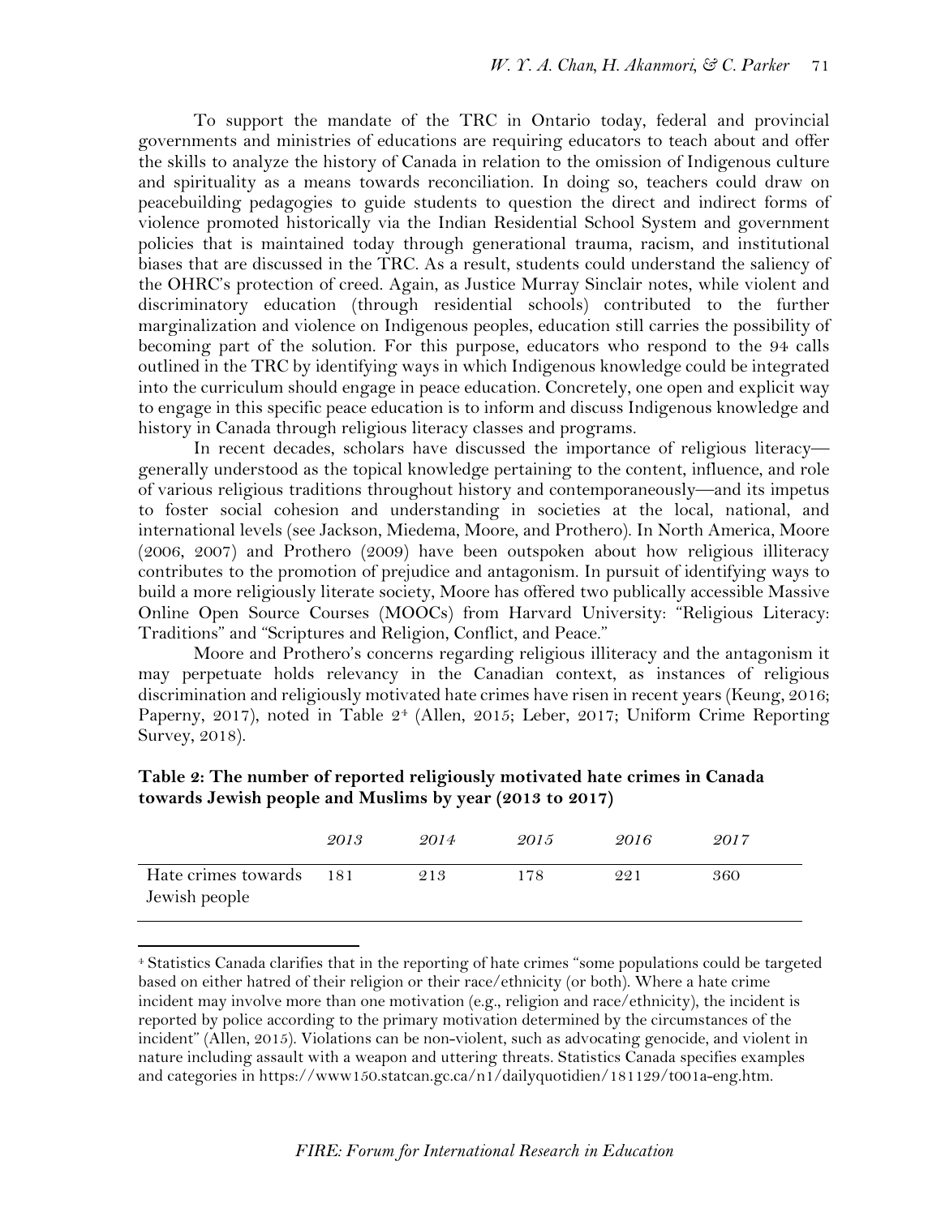To support the mandate of the TRC in Ontario today, federal and provincial governments and ministries of educations are requiring educators to teach about and offer the skills to analyze the history of Canada in relation to the omission of Indigenous culture and spirituality as a means towards reconciliation. In doing so, teachers could draw on peacebuilding pedagogies to guide students to question the direct and indirect forms of violence promoted historically via the Indian Residential School System and government policies that is maintained today through generational trauma, racism, and institutional biases that are discussed in the TRC. As a result, students could understand the saliency of the OHRC's protection of creed. Again, as Justice Murray Sinclair notes, while violent and discriminatory education (through residential schools) contributed to the further marginalization and violence on Indigenous peoples, education still carries the possibility of becoming part of the solution. For this purpose, educators who respond to the 94 calls outlined in the TRC by identifying ways in which Indigenous knowledge could be integrated into the curriculum should engage in peace education. Concretely, one open and explicit way to engage in this specific peace education is to inform and discuss Indigenous knowledge and history in Canada through religious literacy classes and programs.

In recent decades, scholars have discussed the importance of religious literacy—generally understood as the topical knowledge pertaining to the content, influence, and role of various religious traditions throughout history and contemporaneously—and its impetus to foster social cohesion and understanding in societies at the local, national, and international levels (see Jackson, Miedema, Moore, and Prothero). In North America, Moore (2006, 2007) and Prothero (2009) have been outspoken about how religious illiteracy contributes to the promotion of prejudice and antagonism. In pursuit of identifying ways to build a more religiously literate society, Moore has offered two publically accessible Massive Online Open Source Courses (MOOCs) from Harvard University: "Religious Literacy: Traditions" and "Scriptures and Religion, Conflict, and Peace."

Moore and Prothero's concerns regarding religious illiteracy and the antagonism it may perpetuate holds relevancy in the Canadian context, as instances of religious discrimination and religiously motivated hate crimes have risen in recent years (Keung, 2016; Paperny, 2017), noted in Table 2[4] (Allen, 2015; Leber, 2017; Uniform Crime Reporting Survey, 2018).

**Table 2: The number of reported religiously motivated hate crimes in Canada towards Jewish people and Muslims by year (2013 to 2017)**

| | *2013* | *2014* | *2015* | *2016* | *2017* |
|---|---|---|---|---|---|
| Hate crimes towards Jewish people | 181 | 213 | 178 | 221 | 360 |

[4] Statistics Canada clarifies that in the reporting of hate crimes "some populations could be targeted based on either hatred of their religion or their race/ethnicity (or both). Where a hate crime incident may involve more than one motivation (e.g., religion and race/ethnicity), the incident is reported by police according to the primary motivation determined by the circumstances of the incident" (Allen, 2015). Violations can be non-violent, such as advocating genocide, and violent in nature including assault with a weapon and uttering threats. Statistics Canada specifies examples and categories in https://www150.statcan.gc.ca/n1/dailyquotidien/181129/t001a-eng.htm.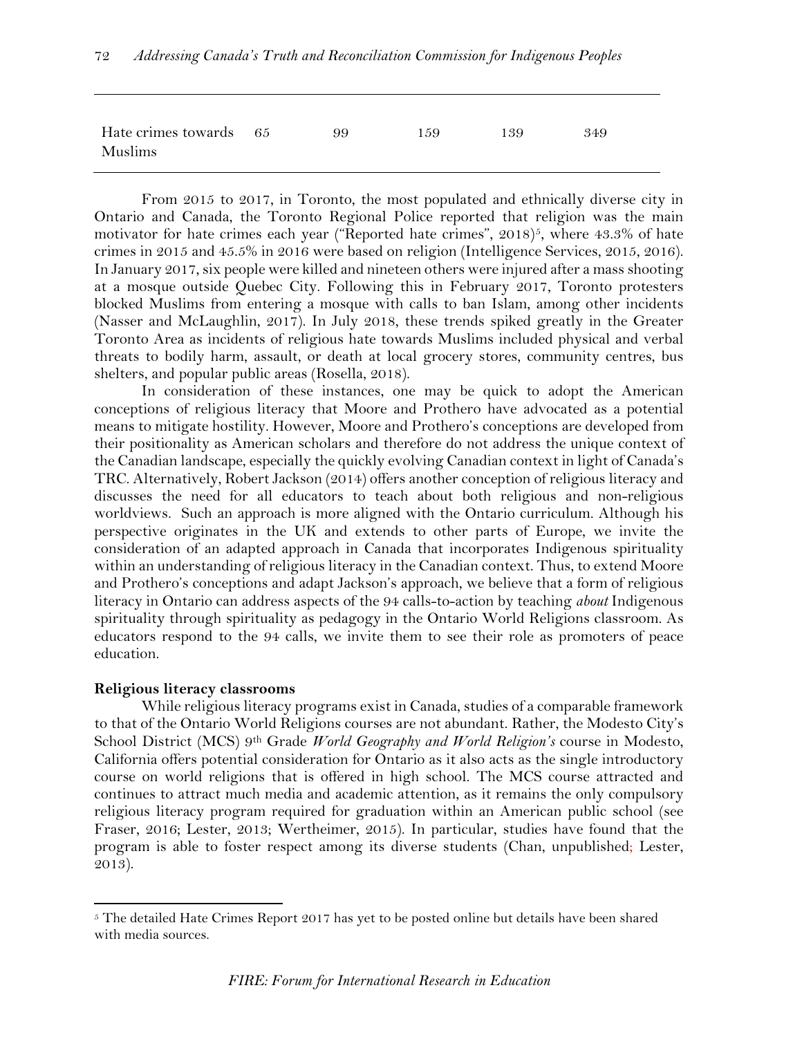| Hate crimes towards Muslims | 65 | 99 | 159 | 139 | 349 |
|---|---|---|---|---|---|

From 2015 to 2017, in Toronto, the most populated and ethnically diverse city in Ontario and Canada, the Toronto Regional Police reported that religion was the main motivator for hate crimes each year ("Reported hate crimes", 2018)[5], where 43.3% of hate crimes in 2015 and 45.5% in 2016 were based on religion (Intelligence Services, 2015, 2016). In January 2017, six people were killed and nineteen others were injured after a mass shooting at a mosque outside Quebec City. Following this in February 2017, Toronto protesters blocked Muslims from entering a mosque with calls to ban Islam, among other incidents (Nasser and McLaughlin, 2017). In July 2018, these trends spiked greatly in the Greater Toronto Area as incidents of religious hate towards Muslims included physical and verbal threats to bodily harm, assault, or death at local grocery stores, community centres, bus shelters, and popular public areas (Rosella, 2018).

In consideration of these instances, one may be quick to adopt the American conceptions of religious literacy that Moore and Prothero have advocated as a potential means to mitigate hostility. However, Moore and Prothero's conceptions are developed from their positionality as American scholars and therefore do not address the unique context of the Canadian landscape, especially the quickly evolving Canadian context in light of Canada's TRC. Alternatively, Robert Jackson (2014) offers another conception of religious literacy and discusses the need for all educators to teach about both religious and non-religious worldviews. Such an approach is more aligned with the Ontario curriculum. Although his perspective originates in the UK and extends to other parts of Europe, we invite the consideration of an adapted approach in Canada that incorporates Indigenous spirituality within an understanding of religious literacy in the Canadian context. Thus, to extend Moore and Prothero's conceptions and adapt Jackson's approach, we believe that a form of religious literacy in Ontario can address aspects of the 94 calls-to-action by teaching *about* Indigenous spirituality through spirituality as pedagogy in the Ontario World Religions classroom. As educators respond to the 94 calls, we invite them to see their role as promoters of peace education.

**Religious literacy classrooms**

While religious literacy programs exist in Canada, studies of a comparable framework to that of the Ontario World Religions courses are not abundant. Rather, the Modesto City's School District (MCS) 9th Grade *World Geography and World Religion's* course in Modesto, California offers potential consideration for Ontario as it also acts as the single introductory course on world religions that is offered in high school. The MCS course attracted and continues to attract much media and academic attention, as it remains the only compulsory religious literacy program required for graduation within an American public school (see Fraser, 2016; Lester, 2013; Wertheimer, 2015). In particular, studies have found that the program is able to foster respect among its diverse students (Chan, unpublished; Lester, 2013).

[5] The detailed Hate Crimes Report 2017 has yet to be posted online but details have been shared with media sources.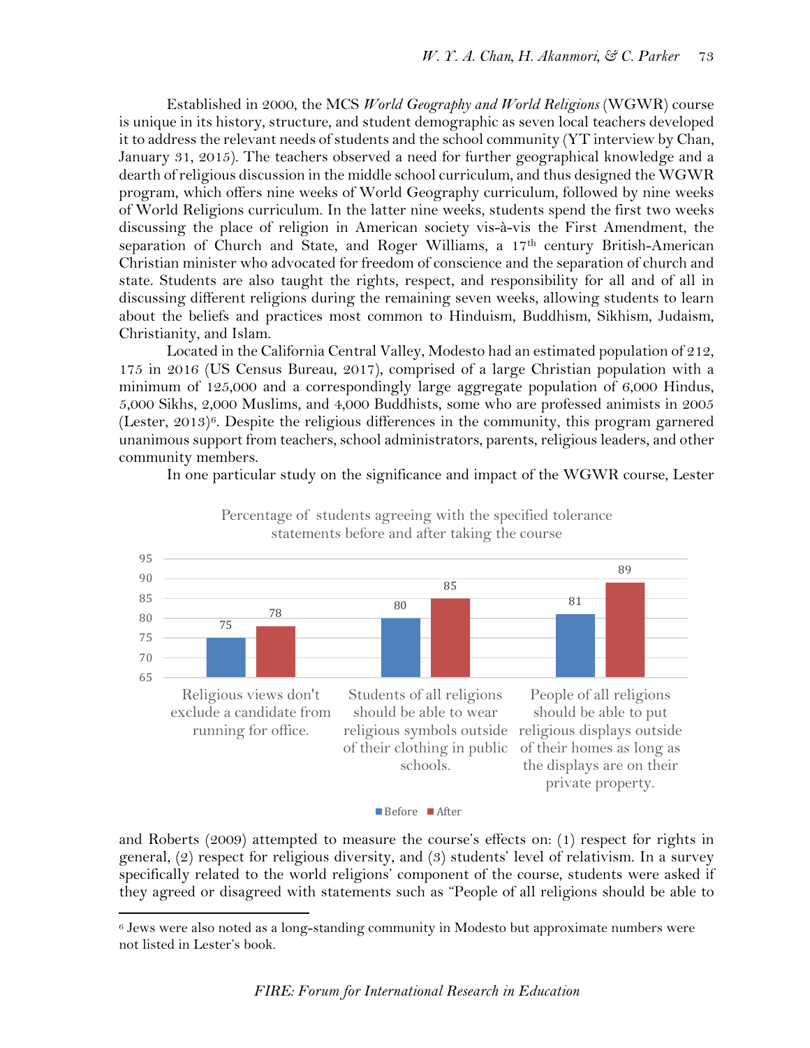Established in 2000, the MCS *World Geography and World Religions* (WGWR) course is unique in its history, structure, and student demographic as seven local teachers developed it to address the relevant needs of students and the school community (YT interview by Chan, January 31, 2015). The teachers observed a need for further geographical knowledge and a dearth of religious discussion in the middle school curriculum, and thus designed the WGWR program, which offers nine weeks of World Geography curriculum, followed by nine weeks of World Religions curriculum. In the latter nine weeks, students spend the first two weeks discussing the place of religion in American society vis-à-vis the First Amendment, the separation of Church and State, and Roger Williams, a 17th century British-American Christian minister who advocated for freedom of conscience and the separation of church and state. Students are also taught the rights, respect, and responsibility for all and of all in discussing different religions during the remaining seven weeks, allowing students to learn about the beliefs and practices most common to Hinduism, Buddhism, Sikhism, Judaism, Christianity, and Islam.

Located in the California Central Valley, Modesto had an estimated population of 212, 175 in 2016 (US Census Bureau, 2017), comprised of a large Christian population with a minimum of 125,000 and a correspondingly large aggregate population of 6,000 Hindus, 5,000 Sikhs, 2,000 Muslims, and 4,000 Buddhists, some who are professed animists in 2005 (Lester, 2013)[6]. Despite the religious differences in the community, this program garnered unanimous support from teachers, school administrators, parents, religious leaders, and other community members.

Percentage of students agreeing with the specified tolerance statements before and after taking the course

| Statement | Before | After |
|---|---|---|
| Religious views don't exclude a candidate from running for office. | 75 | 78 |
| Students of all religions should be able to wear religious symbols outside of their clothing in public schools. | 80 | 85 |
| People of all religions should be able to put religious displays outside of their homes as long as the displays are on their private property. | 81 | 89 |

In one particular study on the significance and impact of the WGWR course, Lester and Roberts (2009) attempted to measure the course's effects on: (1) respect for rights in general, (2) respect for religious diversity, and (3) students' level of relativism. In a survey specifically related to the world religions' component of the course, students were asked if they agreed or disagreed with statements such as "People of all religions should be able to

[6] Jews were also noted as a long-standing community in Modesto but approximate numbers were not listed in Lester's book.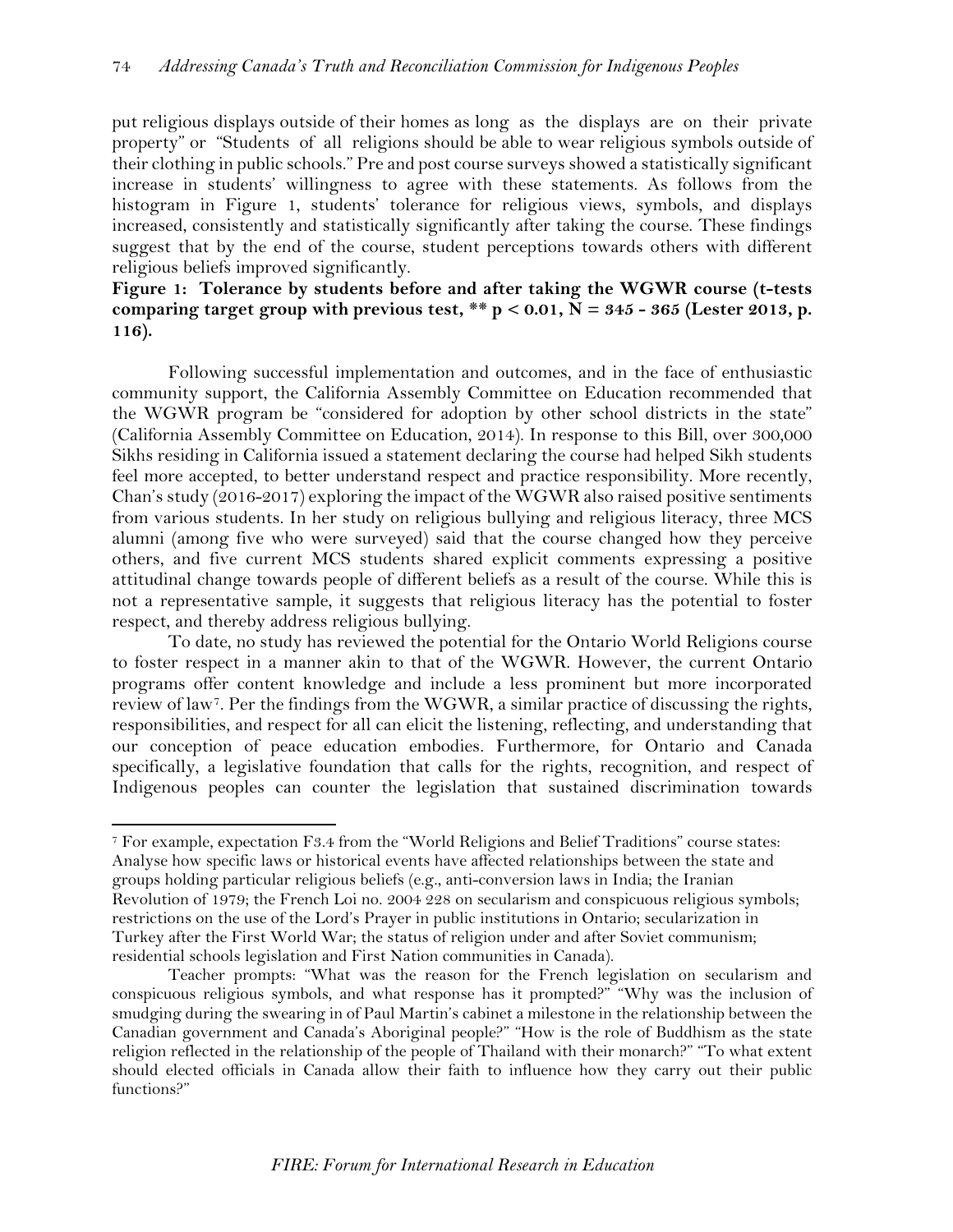put religious displays outside of their homes as long as the displays are on their private property" or "Students of all religions should be able to wear religious symbols outside of their clothing in public schools." Pre and post course surveys showed a statistically significant increase in students' willingness to agree with these statements. As follows from the histogram in Figure 1, students' tolerance for religious views, symbols, and displays increased, consistently and statistically significantly after taking the course. These findings suggest that by the end of the course, student perceptions towards others with different religious beliefs improved significantly.

**Figure 1: Tolerance by students before and after taking the WGWR course (t-tests comparing target group with previous test, ** $p < 0.01$, $N = 345 - 365$ (Lester 2013, p. 116).**

Following successful implementation and outcomes, and in the face of enthusiastic community support, the California Assembly Committee on Education recommended that the WGWR program be "considered for adoption by other school districts in the state" (California Assembly Committee on Education, 2014). In response to this Bill, over 300,000 Sikhs residing in California issued a statement declaring the course had helped Sikh students feel more accepted, to better understand respect and practice responsibility. More recently, Chan's study (2016-2017) exploring the impact of the WGWR also raised positive sentiments from various students. In her study on religious bullying and religious literacy, three MCS alumni (among five who were surveyed) said that the course changed how they perceive others, and five current MCS students shared explicit comments expressing a positive attitudinal change towards people of different beliefs as a result of the course. While this is not a representative sample, it suggests that religious literacy has the potential to foster respect, and thereby address religious bullying.

To date, no study has reviewed the potential for the Ontario World Religions course to foster respect in a manner akin to that of the WGWR. However, the current Ontario programs offer content knowledge and include a less prominent but more incorporated review of law[7]. Per the findings from the WGWR, a similar practice of discussing the rights, responsibilities, and respect for all can elicit the listening, reflecting, and understanding that our conception of peace education embodies. Furthermore, for Ontario and Canada specifically, a legislative foundation that calls for the rights, recognition, and respect of Indigenous peoples can counter the legislation that sustained discrimination towards

---

[7] For example, expectation F3.4 from the "World Religions and Belief Traditions" course states: Analyse how specific laws or historical events have affected relationships between the state and groups holding particular religious beliefs (e.g., anti-conversion laws in India; the Iranian Revolution of 1979; the French Loi no. 2004 228 on secularism and conspicuous religious symbols; restrictions on the use of the Lord's Prayer in public institutions in Ontario; secularization in Turkey after the First World War; the status of religion under and after Soviet communism; residential schools legislation and First Nation communities in Canada).

Teacher prompts: "What was the reason for the French legislation on secularism and conspicuous religious symbols, and what response has it prompted?" "Why was the inclusion of smudging during the swearing in of Paul Martin's cabinet a milestone in the relationship between the Canadian government and Canada's Aboriginal people?" "How is the role of Buddhism as the state religion reflected in the relationship of the people of Thailand with their monarch?" "To what extent should elected officials in Canada allow their faith to influence how they carry out their public functions?"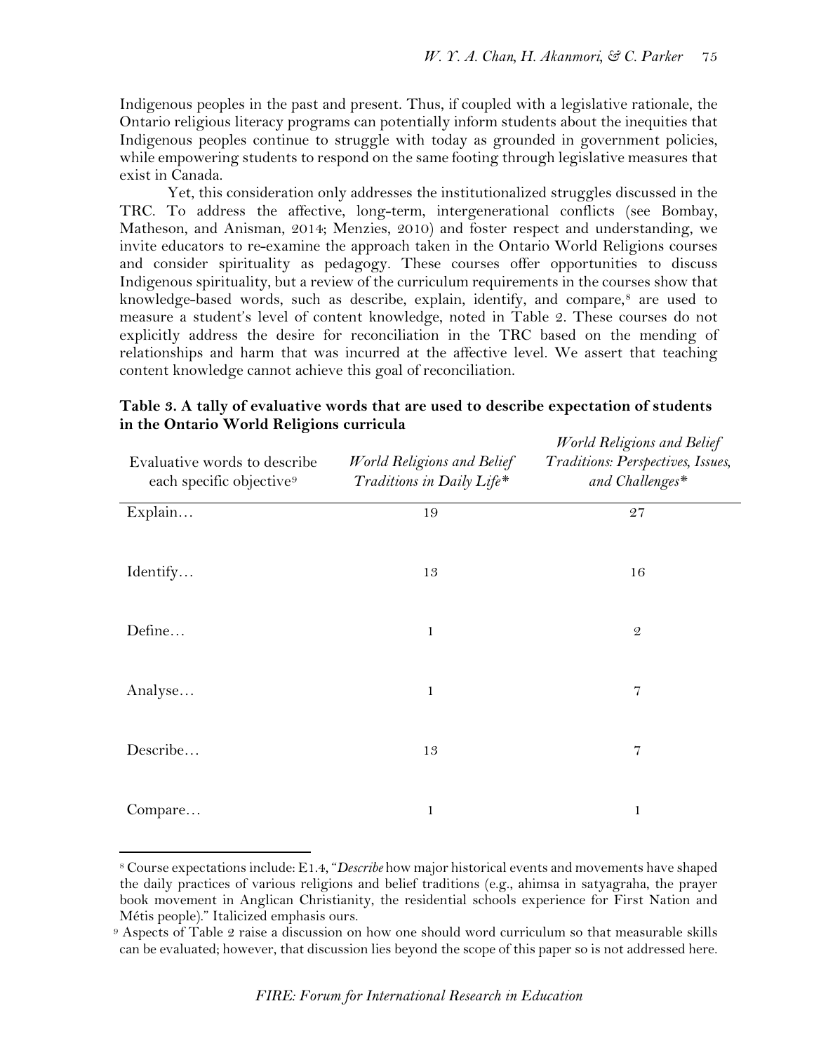Indigenous peoples in the past and present. Thus, if coupled with a legislative rationale, the Ontario religious literacy programs can potentially inform students about the inequities that Indigenous peoples continue to struggle with today as grounded in government policies, while empowering students to respond on the same footing through legislative measures that exist in Canada.

Yet, this consideration only addresses the institutionalized struggles discussed in the TRC. To address the affective, long-term, intergenerational conflicts (see Bombay, Matheson, and Anisman, 2014; Menzies, 2010) and foster respect and understanding, we invite educators to re-examine the approach taken in the Ontario World Religions courses and consider spirituality as pedagogy. These courses offer opportunities to discuss Indigenous spirituality, but a review of the curriculum requirements in the courses show that knowledge-based words, such as describe, explain, identify, and compare,[8] are used to measure a student's level of content knowledge, noted in Table 2. These courses do not explicitly address the desire for reconciliation in the TRC based on the mending of relationships and harm that was incurred at the affective level. We assert that teaching content knowledge cannot achieve this goal of reconciliation.

**Table 3. A tally of evaluative words that are used to describe expectation of students in the Ontario World Religions curricula**

| Evaluative words to describe each specific objective[9] | *World Religions and Belief Traditions in Daily Life\** | *World Religions and Belief Traditions: Perspectives, Issues, and Challenges\** |
|---|---|---|
| Explain… | 19 | 27 |
| Identify… | 13 | 16 |
| Define… | 1 | 2 |
| Analyse… | 1 | 7 |
| Describe… | 13 | 7 |
| Compare… | 1 | 1 |

[8] Course expectations include: E1.4, "*Describe* how major historical events and movements have shaped the daily practices of various religions and belief traditions (e.g., ahimsa in satyagraha, the prayer book movement in Anglican Christianity, the residential schools experience for First Nation and Métis people)." Italicized emphasis ours.

[9] Aspects of Table 2 raise a discussion on how one should word curriculum so that measurable skills can be evaluated; however, that discussion lies beyond the scope of this paper so is not addressed here.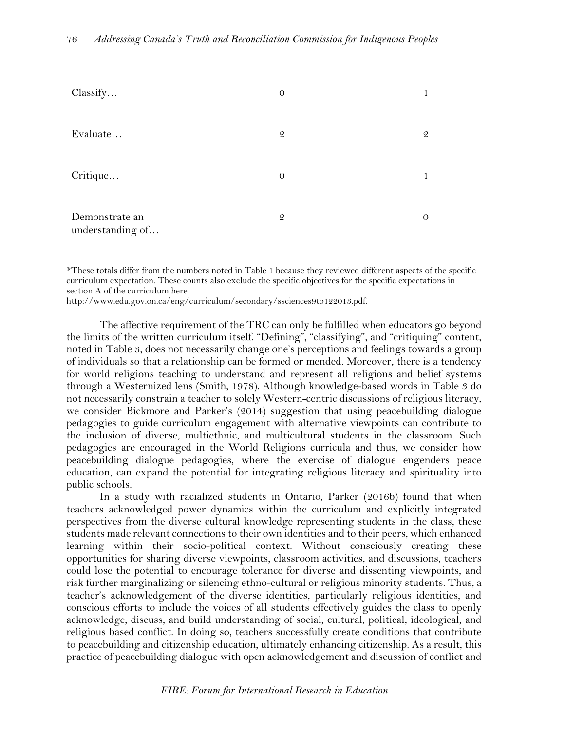| | | |
|---|---|---|
| Classify… | 0 | 1 |
| Evaluate… | 2 | 2 |
| Critique… | 0 | 1 |
| Demonstrate an understanding of… | 2 | 0 |

*These totals differ from the numbers noted in Table 1 because they reviewed different aspects of the specific curriculum expectation. These counts also exclude the specific objectives for the specific expectations in section A of the curriculum here http://www.edu.gov.on.ca/eng/curriculum/secondary/ssciences9to122013.pdf.

The affective requirement of the TRC can only be fulfilled when educators go beyond the limits of the written curriculum itself. "Defining", "classifying", and "critiquing" content, noted in Table 3, does not necessarily change one's perceptions and feelings towards a group of individuals so that a relationship can be formed or mended. Moreover, there is a tendency for world religions teaching to understand and represent all religions and belief systems through a Westernized lens (Smith, 1978). Although knowledge-based words in Table 3 do not necessarily constrain a teacher to solely Western-centric discussions of religious literacy, we consider Bickmore and Parker's (2014) suggestion that using peacebuilding dialogue pedagogies to guide curriculum engagement with alternative viewpoints can contribute to the inclusion of diverse, multiethnic, and multicultural students in the classroom. Such pedagogies are encouraged in the World Religions curricula and thus, we consider how peacebuilding dialogue pedagogies, where the exercise of dialogue engenders peace education, can expand the potential for integrating religious literacy and spirituality into public schools.

In a study with racialized students in Ontario, Parker (2016b) found that when teachers acknowledged power dynamics within the curriculum and explicitly integrated perspectives from the diverse cultural knowledge representing students in the class, these students made relevant connections to their own identities and to their peers, which enhanced learning within their socio-political context. Without consciously creating these opportunities for sharing diverse viewpoints, classroom activities, and discussions, teachers could lose the potential to encourage tolerance for diverse and dissenting viewpoints, and risk further marginalizing or silencing ethno-cultural or religious minority students. Thus, a teacher's acknowledgement of the diverse identities, particularly religious identities, and conscious efforts to include the voices of all students effectively guides the class to openly acknowledge, discuss, and build understanding of social, cultural, political, ideological, and religious based conflict. In doing so, teachers successfully create conditions that contribute to peacebuilding and citizenship education, ultimately enhancing citizenship. As a result, this practice of peacebuilding dialogue with open acknowledgement and discussion of conflict and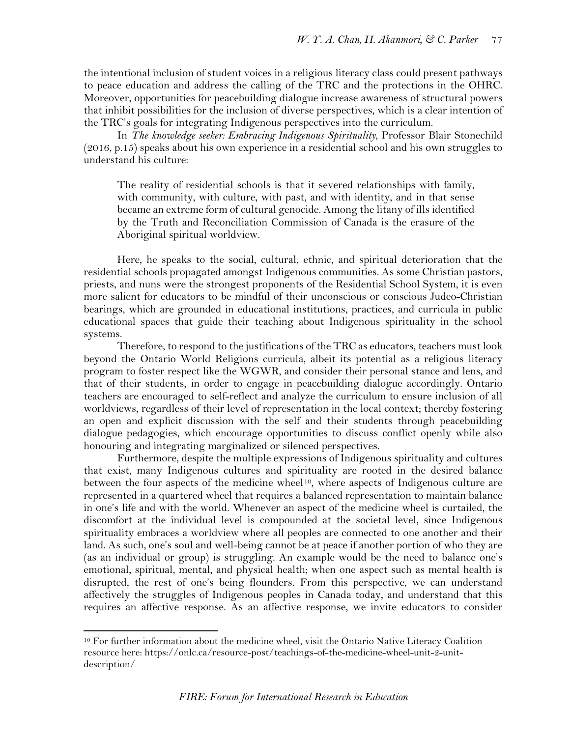the intentional inclusion of student voices in a religious literacy class could present pathways to peace education and address the calling of the TRC and the protections in the OHRC. Moreover, opportunities for peacebuilding dialogue increase awareness of structural powers that inhibit possibilities for the inclusion of diverse perspectives, which is a clear intention of the TRC's goals for integrating Indigenous perspectives into the curriculum.

In *The knowledge seeker: Embracing Indigenous Spirituality*, Professor Blair Stonechild (2016, p.15) speaks about his own experience in a residential school and his own struggles to understand his culture:

> The reality of residential schools is that it severed relationships with family, with community, with culture, with past, and with identity, and in that sense became an extreme form of cultural genocide. Among the litany of ills identified by the Truth and Reconciliation Commission of Canada is the erasure of the Aboriginal spiritual worldview.

Here, he speaks to the social, cultural, ethnic, and spiritual deterioration that the residential schools propagated amongst Indigenous communities. As some Christian pastors, priests, and nuns were the strongest proponents of the Residential School System, it is even more salient for educators to be mindful of their unconscious or conscious Judeo-Christian bearings, which are grounded in educational institutions, practices, and curricula in public educational spaces that guide their teaching about Indigenous spirituality in the school systems.

Therefore, to respond to the justifications of the TRC as educators, teachers must look beyond the Ontario World Religions curricula, albeit its potential as a religious literacy program to foster respect like the WGWR, and consider their personal stance and lens, and that of their students, in order to engage in peacebuilding dialogue accordingly. Ontario teachers are encouraged to self-reflect and analyze the curriculum to ensure inclusion of all worldviews, regardless of their level of representation in the local context; thereby fostering an open and explicit discussion with the self and their students through peacebuilding dialogue pedagogies, which encourage opportunities to discuss conflict openly while also honouring and integrating marginalized or silenced perspectives.

Furthermore, despite the multiple expressions of Indigenous spirituality and cultures that exist, many Indigenous cultures and spirituality are rooted in the desired balance between the four aspects of the medicine wheel[10], where aspects of Indigenous culture are represented in a quartered wheel that requires a balanced representation to maintain balance in one's life and with the world. Whenever an aspect of the medicine wheel is curtailed, the discomfort at the individual level is compounded at the societal level, since Indigenous spirituality embraces a worldview where all peoples are connected to one another and their land. As such, one's soul and well-being cannot be at peace if another portion of who they are (as an individual or group) is struggling. An example would be the need to balance one's emotional, spiritual, mental, and physical health; when one aspect such as mental health is disrupted, the rest of one's being flounders. From this perspective, we can understand affectively the struggles of Indigenous peoples in Canada today, and understand that this requires an affective response. As an affective response, we invite educators to consider

---

[10] For further information about the medicine wheel, visit the Ontario Native Literacy Coalition resource here: https://onlc.ca/resource-post/teachings-of-the-medicine-wheel-unit-2-unit-description/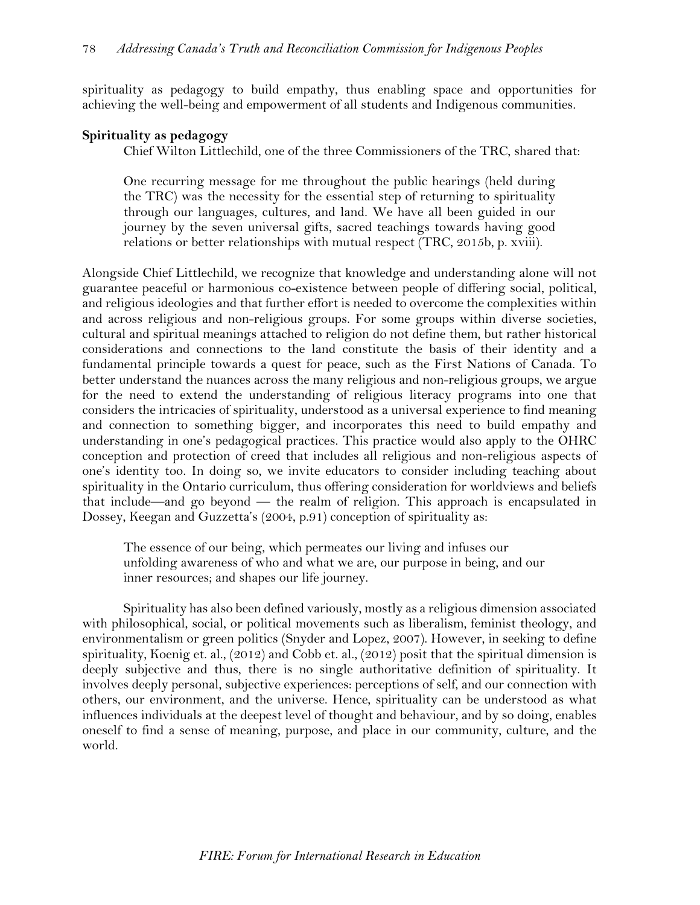spirituality as pedagogy to build empathy, thus enabling space and opportunities for achieving the well-being and empowerment of all students and Indigenous communities.

**Spirituality as pedagogy**

Chief Wilton Littlechild, one of the three Commissioners of the TRC, shared that:

> One recurring message for me throughout the public hearings (held during the TRC) was the necessity for the essential step of returning to spirituality through our languages, cultures, and land. We have all been guided in our journey by the seven universal gifts, sacred teachings towards having good relations or better relationships with mutual respect (TRC, 2015b, p. xviii).

Alongside Chief Littlechild, we recognize that knowledge and understanding alone will not guarantee peaceful or harmonious co-existence between people of differing social, political, and religious ideologies and that further effort is needed to overcome the complexities within and across religious and non-religious groups. For some groups within diverse societies, cultural and spiritual meanings attached to religion do not define them, but rather historical considerations and connections to the land constitute the basis of their identity and a fundamental principle towards a quest for peace, such as the First Nations of Canada. To better understand the nuances across the many religious and non-religious groups, we argue for the need to extend the understanding of religious literacy programs into one that considers the intricacies of spirituality, understood as a universal experience to find meaning and connection to something bigger, and incorporates this need to build empathy and understanding in one's pedagogical practices. This practice would also apply to the OHRC conception and protection of creed that includes all religious and non-religious aspects of one's identity too. In doing so, we invite educators to consider including teaching about spirituality in the Ontario curriculum, thus offering consideration for worldviews and beliefs that include—and go beyond — the realm of religion. This approach is encapsulated in Dossey, Keegan and Guzzetta's (2004, p.91) conception of spirituality as:

> The essence of our being, which permeates our living and infuses our unfolding awareness of who and what we are, our purpose in being, and our inner resources; and shapes our life journey.

Spirituality has also been defined variously, mostly as a religious dimension associated with philosophical, social, or political movements such as liberalism, feminist theology, and environmentalism or green politics (Snyder and Lopez, 2007). However, in seeking to define spirituality, Koenig et. al., (2012) and Cobb et. al., (2012) posit that the spiritual dimension is deeply subjective and thus, there is no single authoritative definition of spirituality. It involves deeply personal, subjective experiences: perceptions of self, and our connection with others, our environment, and the universe. Hence, spirituality can be understood as what influences individuals at the deepest level of thought and behaviour, and by so doing, enables oneself to find a sense of meaning, purpose, and place in our community, culture, and the world.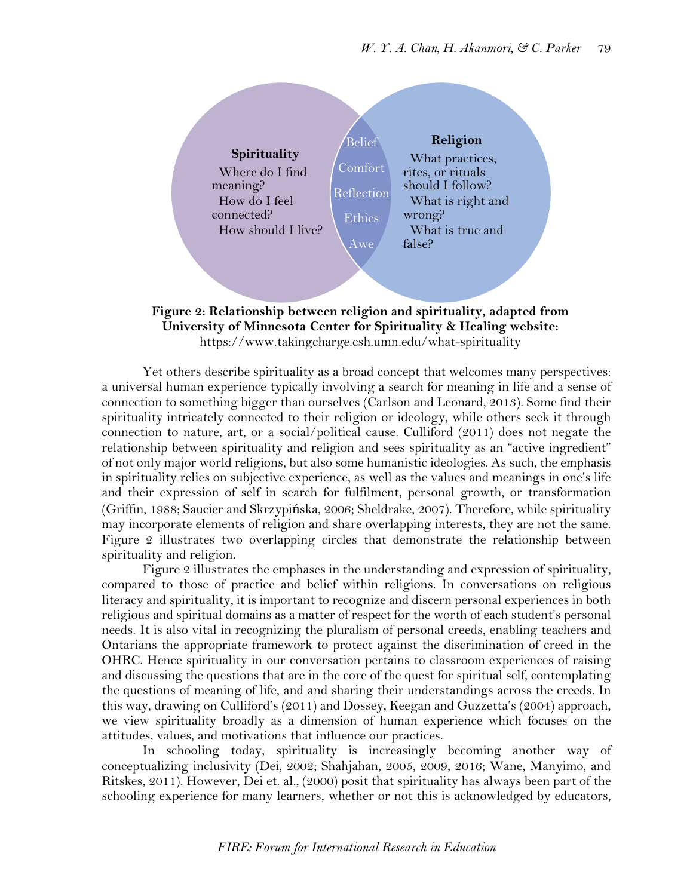**Spirituality**

Where do I find meaning?
How do I feel connected?
How should I live?

Belief
Comfort
Reflection
Ethics
Awe

**Religion**

What practices, rites, or rituals should I follow?
What is right and wrong?
What is true and false?

**Figure 2: Relationship between religion and spirituality, adapted from University of Minnesota Center for Spirituality & Healing website:**
https://www.takingcharge.csh.umn.edu/what-spirituality

Yet others describe spirituality as a broad concept that welcomes many perspectives: a universal human experience typically involving a search for meaning in life and a sense of connection to something bigger than ourselves (Carlson and Leonard, 2013). Some find their spirituality intricately connected to their religion or ideology, while others seek it through connection to nature, art, or a social/political cause. Culliford (2011) does not negate the relationship between spirituality and religion and sees spirituality as an "active ingredient" of not only major world religions, but also some humanistic ideologies. As such, the emphasis in spirituality relies on subjective experience, as well as the values and meanings in one's life and their expression of self in search for fulfilment, personal growth, or transformation (Griffin, 1988; Saucier and Skrzypińska, 2006; Sheldrake, 2007). Therefore, while spirituality may incorporate elements of religion and share overlapping interests, they are not the same. Figure 2 illustrates two overlapping circles that demonstrate the relationship between spirituality and religion.

Figure 2 illustrates the emphases in the understanding and expression of spirituality, compared to those of practice and belief within religions. In conversations on religious literacy and spirituality, it is important to recognize and discern personal experiences in both religious and spiritual domains as a matter of respect for the worth of each student's personal needs. It is also vital in recognizing the pluralism of personal creeds, enabling teachers and Ontarians the appropriate framework to protect against the discrimination of creed in the OHRC. Hence spirituality in our conversation pertains to classroom experiences of raising and discussing the questions that are in the core of the quest for spiritual self, contemplating the questions of meaning of life, and and sharing their understandings across the creeds. In this way, drawing on Culliford's (2011) and Dossey, Keegan and Guzzetta's (2004) approach, we view spirituality broadly as a dimension of human experience which focuses on the attitudes, values, and motivations that influence our practices.

In schooling today, spirituality is increasingly becoming another way of conceptualizing inclusivity (Dei, 2002; Shahjahan, 2005, 2009, 2016; Wane, Manyimo, and Ritskes, 2011). However, Dei et. al., (2000) posit that spirituality has always been part of the schooling experience for many learners, whether or not this is acknowledged by educators,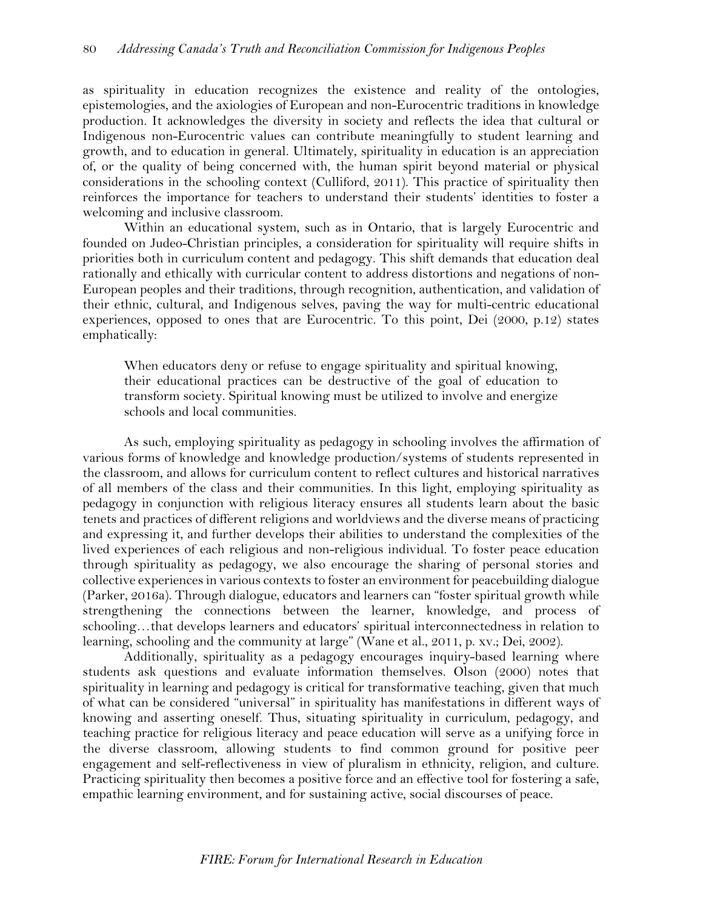as spirituality in education recognizes the existence and reality of the ontologies, epistemologies, and the axiologies of European and non-Eurocentric traditions in knowledge production. It acknowledges the diversity in society and reflects the idea that cultural or Indigenous non-Eurocentric values can contribute meaningfully to student learning and growth, and to education in general. Ultimately, spirituality in education is an appreciation of, or the quality of being concerned with, the human spirit beyond material or physical considerations in the schooling context (Culliford, 2011). This practice of spirituality then reinforces the importance for teachers to understand their students' identities to foster a welcoming and inclusive classroom.

Within an educational system, such as in Ontario, that is largely Eurocentric and founded on Judeo-Christian principles, a consideration for spirituality will require shifts in priorities both in curriculum content and pedagogy. This shift demands that education deal rationally and ethically with curricular content to address distortions and negations of non-European peoples and their traditions, through recognition, authentication, and validation of their ethnic, cultural, and Indigenous selves, paving the way for multi-centric educational experiences, opposed to ones that are Eurocentric. To this point, Dei (2000, p.12) states emphatically:

> When educators deny or refuse to engage spirituality and spiritual knowing, their educational practices can be destructive of the goal of education to transform society. Spiritual knowing must be utilized to involve and energize schools and local communities.

As such, employing spirituality as pedagogy in schooling involves the affirmation of various forms of knowledge and knowledge production/systems of students represented in the classroom, and allows for curriculum content to reflect cultures and historical narratives of all members of the class and their communities. In this light, employing spirituality as pedagogy in conjunction with religious literacy ensures all students learn about the basic tenets and practices of different religions and worldviews and the diverse means of practicing and expressing it, and further develops their abilities to understand the complexities of the lived experiences of each religious and non-religious individual. To foster peace education through spirituality as pedagogy, we also encourage the sharing of personal stories and collective experiences in various contexts to foster an environment for peacebuilding dialogue (Parker, 2016a). Through dialogue, educators and learners can "foster spiritual growth while strengthening the connections between the learner, knowledge, and process of schooling…that develops learners and educators' spiritual interconnectedness in relation to learning, schooling and the community at large" (Wane et al., 2011, p. xv.; Dei, 2002).

Additionally, spirituality as a pedagogy encourages inquiry-based learning where students ask questions and evaluate information themselves. Olson (2000) notes that spirituality in learning and pedagogy is critical for transformative teaching, given that much of what can be considered "universal" in spirituality has manifestations in different ways of knowing and asserting oneself. Thus, situating spirituality in curriculum, pedagogy, and teaching practice for religious literacy and peace education will serve as a unifying force in the diverse classroom, allowing students to find common ground for positive peer engagement and self-reflectiveness in view of pluralism in ethnicity, religion, and culture. Practicing spirituality then becomes a positive force and an effective tool for fostering a safe, empathic learning environment, and for sustaining active, social discourses of peace.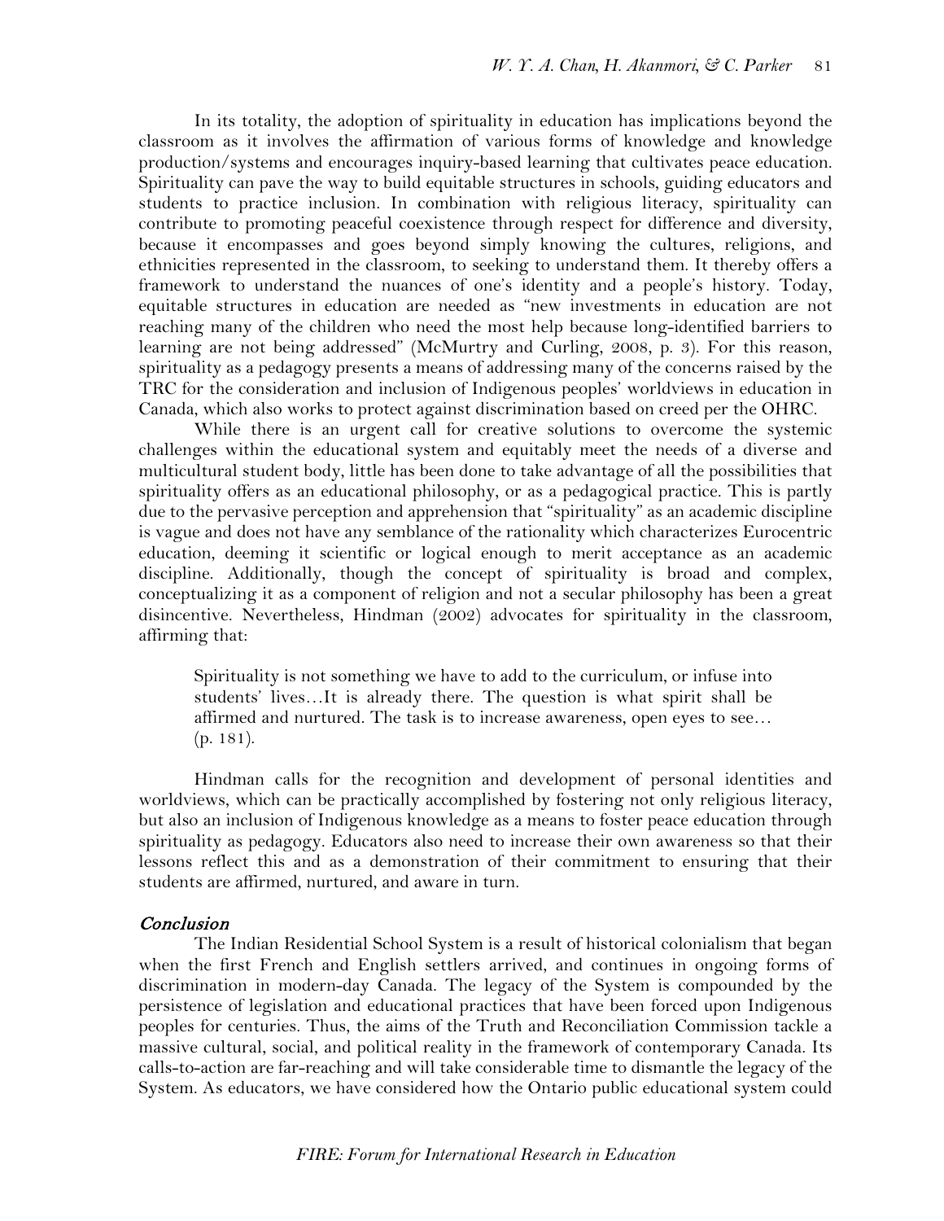In its totality, the adoption of spirituality in education has implications beyond the classroom as it involves the affirmation of various forms of knowledge and knowledge production/systems and encourages inquiry-based learning that cultivates peace education. Spirituality can pave the way to build equitable structures in schools, guiding educators and students to practice inclusion. In combination with religious literacy, spirituality can contribute to promoting peaceful coexistence through respect for difference and diversity, because it encompasses and goes beyond simply knowing the cultures, religions, and ethnicities represented in the classroom, to seeking to understand them. It thereby offers a framework to understand the nuances of one's identity and a people's history. Today, equitable structures in education are needed as "new investments in education are not reaching many of the children who need the most help because long-identified barriers to learning are not being addressed" (McMurtry and Curling, 2008, p. 3). For this reason, spirituality as a pedagogy presents a means of addressing many of the concerns raised by the TRC for the consideration and inclusion of Indigenous peoples' worldviews in education in Canada, which also works to protect against discrimination based on creed per the OHRC.

While there is an urgent call for creative solutions to overcome the systemic challenges within the educational system and equitably meet the needs of a diverse and multicultural student body, little has been done to take advantage of all the possibilities that spirituality offers as an educational philosophy, or as a pedagogical practice. This is partly due to the pervasive perception and apprehension that "spirituality" as an academic discipline is vague and does not have any semblance of the rationality which characterizes Eurocentric education, deeming it scientific or logical enough to merit acceptance as an academic discipline. Additionally, though the concept of spirituality is broad and complex, conceptualizing it as a component of religion and not a secular philosophy has been a great disincentive. Nevertheless, Hindman (2002) advocates for spirituality in the classroom, affirming that:

> Spirituality is not something we have to add to the curriculum, or infuse into students' lives…It is already there. The question is what spirit shall be affirmed and nurtured. The task is to increase awareness, open eyes to see… (p. 181).

Hindman calls for the recognition and development of personal identities and worldviews, which can be practically accomplished by fostering not only religious literacy, but also an inclusion of Indigenous knowledge as a means to foster peace education through spirituality as pedagogy. Educators also need to increase their own awareness so that their lessons reflect this and as a demonstration of their commitment to ensuring that their students are affirmed, nurtured, and aware in turn.

## *Conclusion*

The Indian Residential School System is a result of historical colonialism that began when the first French and English settlers arrived, and continues in ongoing forms of discrimination in modern-day Canada. The legacy of the System is compounded by the persistence of legislation and educational practices that have been forced upon Indigenous peoples for centuries. Thus, the aims of the Truth and Reconciliation Commission tackle a massive cultural, social, and political reality in the framework of contemporary Canada. Its calls-to-action are far-reaching and will take considerable time to dismantle the legacy of the System. As educators, we have considered how the Ontario public educational system could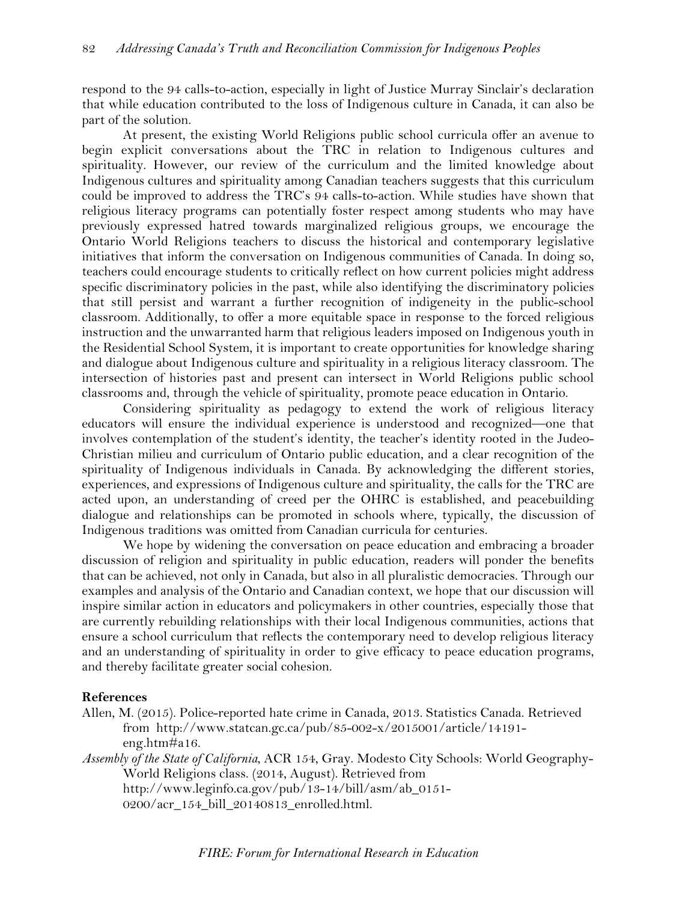respond to the 94 calls-to-action, especially in light of Justice Murray Sinclair's declaration that while education contributed to the loss of Indigenous culture in Canada, it can also be part of the solution.

At present, the existing World Religions public school curricula offer an avenue to begin explicit conversations about the TRC in relation to Indigenous cultures and spirituality. However, our review of the curriculum and the limited knowledge about Indigenous cultures and spirituality among Canadian teachers suggests that this curriculum could be improved to address the TRC's 94 calls-to-action. While studies have shown that religious literacy programs can potentially foster respect among students who may have previously expressed hatred towards marginalized religious groups, we encourage the Ontario World Religions teachers to discuss the historical and contemporary legislative initiatives that inform the conversation on Indigenous communities of Canada. In doing so, teachers could encourage students to critically reflect on how current policies might address specific discriminatory policies in the past, while also identifying the discriminatory policies that still persist and warrant a further recognition of indigeneity in the public-school classroom. Additionally, to offer a more equitable space in response to the forced religious instruction and the unwarranted harm that religious leaders imposed on Indigenous youth in the Residential School System, it is important to create opportunities for knowledge sharing and dialogue about Indigenous culture and spirituality in a religious literacy classroom. The intersection of histories past and present can intersect in World Religions public school classrooms and, through the vehicle of spirituality, promote peace education in Ontario.

Considering spirituality as pedagogy to extend the work of religious literacy educators will ensure the individual experience is understood and recognized—one that involves contemplation of the student's identity, the teacher's identity rooted in the Judeo-Christian milieu and curriculum of Ontario public education, and a clear recognition of the spirituality of Indigenous individuals in Canada. By acknowledging the different stories, experiences, and expressions of Indigenous culture and spirituality, the calls for the TRC are acted upon, an understanding of creed per the OHRC is established, and peacebuilding dialogue and relationships can be promoted in schools where, typically, the discussion of Indigenous traditions was omitted from Canadian curricula for centuries.

We hope by widening the conversation on peace education and embracing a broader discussion of religion and spirituality in public education, readers will ponder the benefits that can be achieved, not only in Canada, but also in all pluralistic democracies. Through our examples and analysis of the Ontario and Canadian context, we hope that our discussion will inspire similar action in educators and policymakers in other countries, especially those that are currently rebuilding relationships with their local Indigenous communities, actions that ensure a school curriculum that reflects the contemporary need to develop religious literacy and an understanding of spirituality in order to give efficacy to peace education programs, and thereby facilitate greater social cohesion.

**References**

Allen, M. (2015). Police-reported hate crime in Canada, 2013. Statistics Canada. Retrieved from http://www.statcan.gc.ca/pub/85-002-x/2015001/article/14191-eng.htm#a16.

*Assembly of the State of California*, ACR 154, Gray. Modesto City Schools: World Geography-World Religions class. (2014, August). Retrieved from http://www.leginfo.ca.gov/pub/13-14/bill/asm/ab_0151-0200/acr_154_bill_20140813_enrolled.html.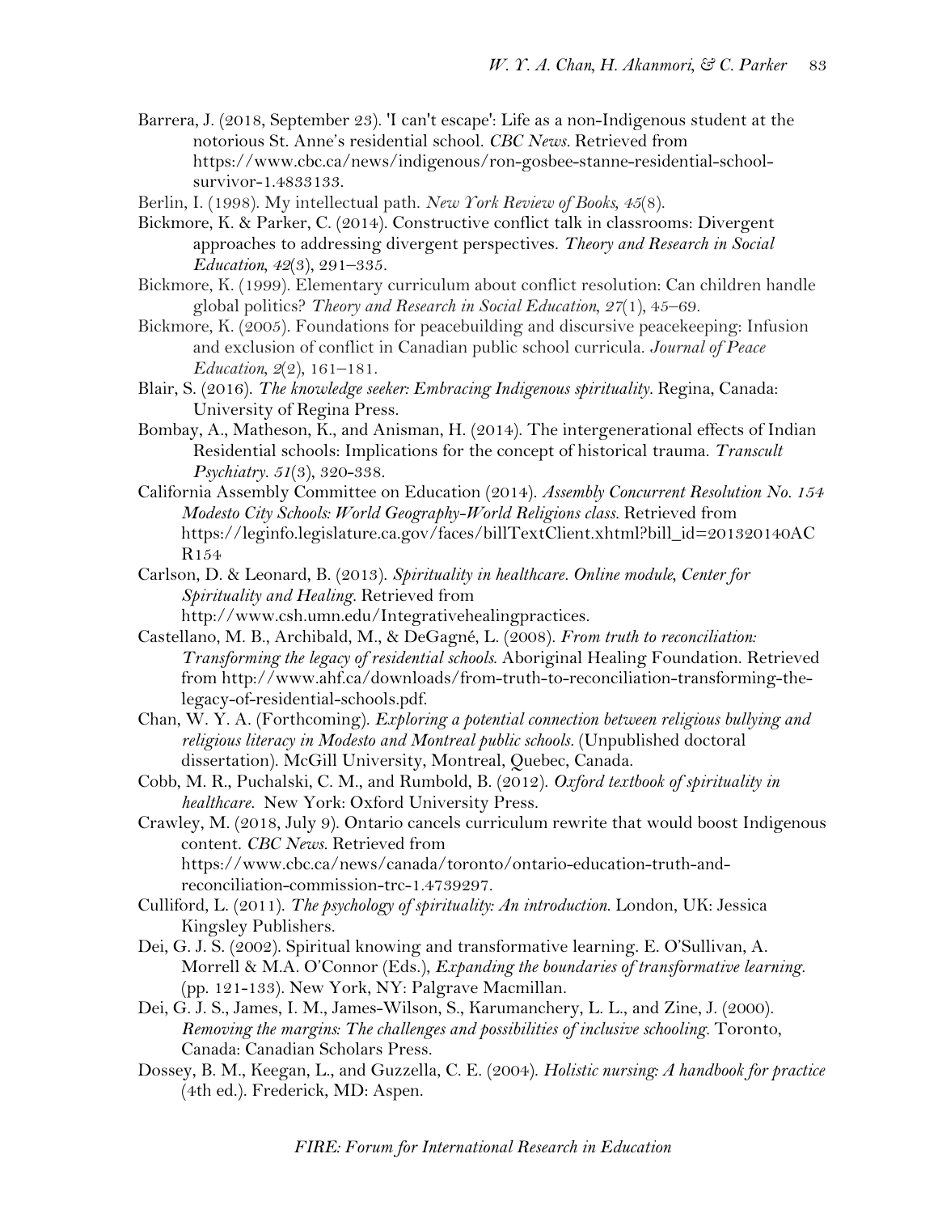Barrera, J. (2018, September 23). 'I can't escape': Life as a non-Indigenous student at the notorious St. Anne's residential school. *CBC News*. Retrieved from https://www.cbc.ca/news/indigenous/ron-gosbee-stanne-residential-school-survivor-1.4833133.

Berlin, I. (1998). My intellectual path. *New York Review of Books, 45*(8).

Bickmore, K. & Parker, C. (2014). Constructive conflict talk in classrooms: Divergent approaches to addressing divergent perspectives. *Theory and Research in Social Education, 42*(3), 291–335.

Bickmore, K. (1999). Elementary curriculum about conflict resolution: Can children handle global politics? *Theory and Research in Social Education, 27*(1), 45–69.

Bickmore, K. (2005). Foundations for peacebuilding and discursive peacekeeping: Infusion and exclusion of conflict in Canadian public school curricula. *Journal of Peace Education, 2*(2), 161–181.

Blair, S. (2016). *The knowledge seeker: Embracing Indigenous spirituality*. Regina, Canada: University of Regina Press.

Bombay, A., Matheson, K., and Anisman, H. (2014). The intergenerational effects of Indian Residential schools: Implications for the concept of historical trauma. *Transcult Psychiatry. 51*(3), 320-338.

California Assembly Committee on Education (2014). *Assembly Concurrent Resolution No. 154 Modesto City Schools: World Geography-World Religions class*. Retrieved from https://leginfo.legislature.ca.gov/faces/billTextClient.xhtml?bill_id=201320140ACR154

Carlson, D. & Leonard, B. (2013). *Spirituality in healthcare. Online module, Center for Spirituality and Healing*. Retrieved from http://www.csh.umn.edu/Integrativehealingpractices.

Castellano, M. B., Archibald, M., & DeGagné, L. (2008). *From truth to reconciliation: Transforming the legacy of residential schools*. Aboriginal Healing Foundation. Retrieved from http://www.ahf.ca/downloads/from-truth-to-reconciliation-transforming-the-legacy-of-residential-schools.pdf.

Chan, W. Y. A. (Forthcoming). *Exploring a potential connection between religious bullying and religious literacy in Modesto and Montreal public schools*. (Unpublished doctoral dissertation). McGill University, Montreal, Quebec, Canada.

Cobb, M. R., Puchalski, C. M., and Rumbold, B. (2012). *Oxford textbook of spirituality in healthcare*. New York: Oxford University Press.

Crawley, M. (2018, July 9). Ontario cancels curriculum rewrite that would boost Indigenous content. *CBC News*. Retrieved from https://www.cbc.ca/news/canada/toronto/ontario-education-truth-and-reconciliation-commission-trc-1.4739297.

Culliford, L. (2011). *The psychology of spirituality: An introduction*. London, UK: Jessica Kingsley Publishers.

Dei, G. J. S. (2002). Spiritual knowing and transformative learning. E. O'Sullivan, A. Morrell & M.A. O'Connor (Eds.), *Expanding the boundaries of transformative learning*. (pp. 121-133). New York, NY: Palgrave Macmillan.

Dei, G. J. S., James, I. M., James-Wilson, S., Karumanchery, L. L., and Zine, J. (2000). *Removing the margins: The challenges and possibilities of inclusive schooling*. Toronto, Canada: Canadian Scholars Press.

Dossey, B. M., Keegan, L., and Guzzella, C. E. (2004). *Holistic nursing: A handbook for practice* (4th ed.). Frederick, MD: Aspen.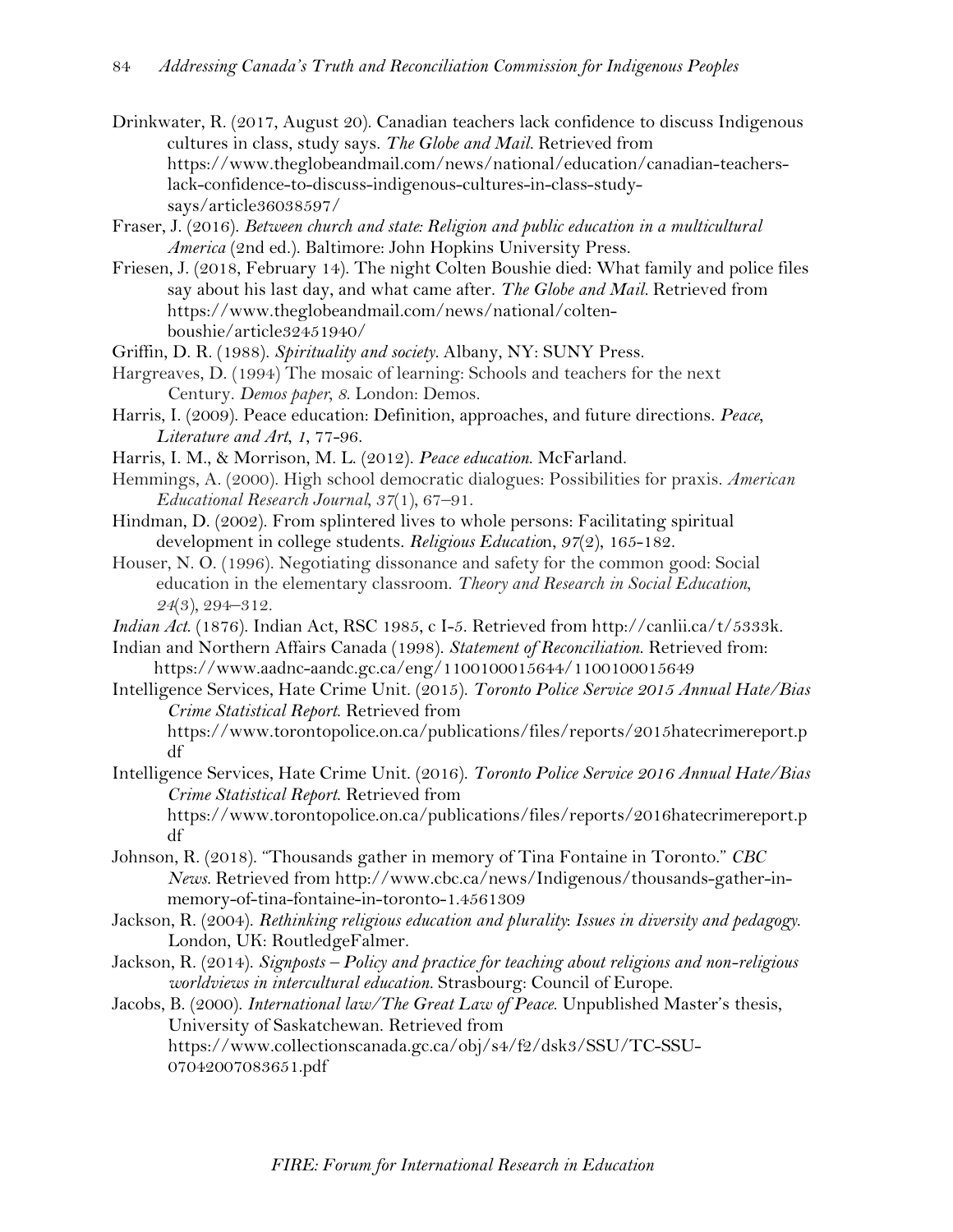Drinkwater, R. (2017, August 20). Canadian teachers lack confidence to discuss Indigenous cultures in class, study says. *The Globe and Mail*. Retrieved from https://www.theglobeandmail.com/news/national/education/canadian-teachers-lack-confidence-to-discuss-indigenous-cultures-in-class-study-says/article36038597/

Fraser, J. (2016). *Between church and state: Religion and public education in a multicultural America* (2nd ed.). Baltimore: John Hopkins University Press.

Friesen, J. (2018, February 14). The night Colten Boushie died: What family and police files say about his last day, and what came after. *The Globe and Mail*. Retrieved from https://www.theglobeandmail.com/news/national/colten-boushie/article32451940/

Griffin, D. R. (1988). *Spirituality and society*. Albany, NY: SUNY Press.

Hargreaves, D. (1994) The mosaic of learning: Schools and teachers for the next Century. *Demos paper, 8*. London: Demos.

Harris, I. (2009). Peace education: Definition, approaches, and future directions. *Peace, Literature and Art, 1*, 77-96.

Harris, I. M., & Morrison, M. L. (2012). *Peace education*. McFarland.

Hemmings, A. (2000). High school democratic dialogues: Possibilities for praxis. *American Educational Research Journal, 37*(1), 67–91.

Hindman, D. (2002). From splintered lives to whole persons: Facilitating spiritual development in college students. *Religious Education, 97*(2), 165-182.

Houser, N. O. (1996). Negotiating dissonance and safety for the common good: Social education in the elementary classroom. *Theory and Research in Social Education, 24*(3), 294–312.

*Indian Act*. (1876). Indian Act, RSC 1985, c I-5. Retrieved from http://canlii.ca/t/5333k.

Indian and Northern Affairs Canada (1998). *Statement of Reconciliation*. Retrieved from: https://www.aadnc-aandc.gc.ca/eng/1100100015644/1100100015649

Intelligence Services, Hate Crime Unit. (2015). *Toronto Police Service 2015 Annual Hate/Bias Crime Statistical Report*. Retrieved from https://www.torontopolice.on.ca/publications/files/reports/2015hatecrimereport.pdf

Intelligence Services, Hate Crime Unit. (2016). *Toronto Police Service 2016 Annual Hate/Bias Crime Statistical Report*. Retrieved from https://www.torontopolice.on.ca/publications/files/reports/2016hatecrimereport.pdf

Johnson, R. (2018). "Thousands gather in memory of Tina Fontaine in Toronto." *CBC News*. Retrieved from http://www.cbc.ca/news/Indigenous/thousands-gather-in-memory-of-tina-fontaine-in-toronto-1.4561309

Jackson, R. (2004). *Rethinking religious education and plurality: Issues in diversity and pedagogy*. London, UK: RoutledgeFalmer.

Jackson, R. (2014). *Signposts – Policy and practice for teaching about religions and non-religious worldviews in intercultural education*. Strasbourg: Council of Europe.

Jacobs, B. (2000). *International law/The Great Law of Peace*. Unpublished Master's thesis, University of Saskatchewan. Retrieved from https://www.collectionscanada.gc.ca/obj/s4/f2/dsk3/SSU/TC-SSU-07042007083651.pdf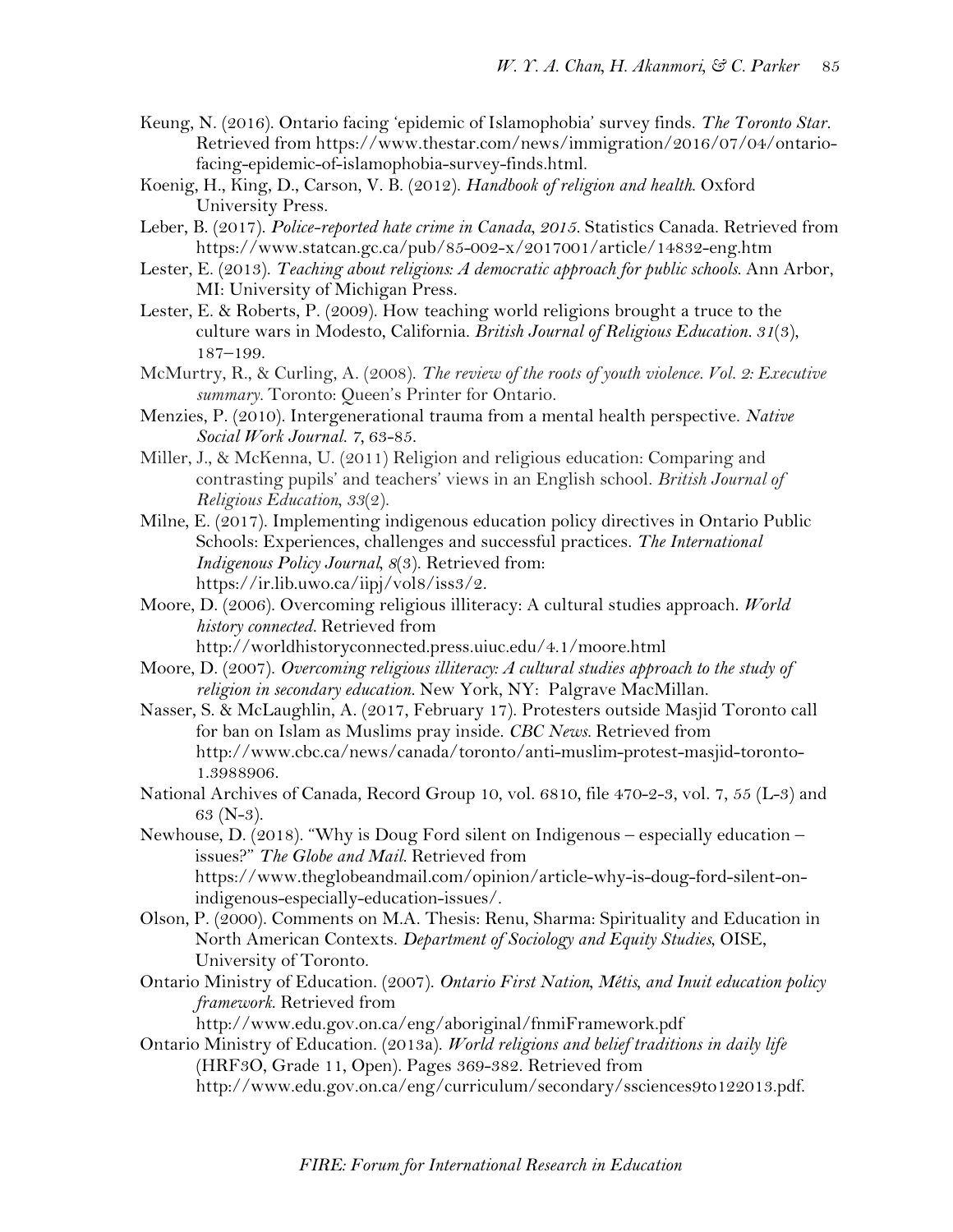Keung, N. (2016). Ontario facing 'epidemic of Islamophobia' survey finds. *The Toronto Star*. Retrieved from https://www.thestar.com/news/immigration/2016/07/04/ontario-facing-epidemic-of-islamophobia-survey-finds.html.

Koenig, H., King, D., Carson, V. B. (2012). *Handbook of religion and health*. Oxford University Press.

Leber, B. (2017). *Police-reported hate crime in Canada, 2015*. Statistics Canada. Retrieved from https://www.statcan.gc.ca/pub/85-002-x/2017001/article/14832-eng.htm

Lester, E. (2013). *Teaching about religions: A democratic approach for public schools*. Ann Arbor, MI: University of Michigan Press.

Lester, E. & Roberts, P. (2009). How teaching world religions brought a truce to the culture wars in Modesto, California. *British Journal of Religious Education*. *31*(3), 187–199.

McMurtry, R., & Curling, A. (2008). *The review of the roots of youth violence. Vol. 2: Executive summary*. Toronto: Queen's Printer for Ontario.

Menzies, P. (2010). Intergenerational trauma from a mental health perspective. *Native Social Work Journal*. *7*, 63-85.

Miller, J., & McKenna, U. (2011) Religion and religious education: Comparing and contrasting pupils' and teachers' views in an English school. *British Journal of Religious Education*, *33*(2).

Milne, E. (2017). Implementing indigenous education policy directives in Ontario Public Schools: Experiences, challenges and successful practices. *The International Indigenous Policy Journal*, *8*(3). Retrieved from: https://ir.lib.uwo.ca/iipj/vol8/iss3/2.

Moore, D. (2006). Overcoming religious illiteracy: A cultural studies approach. *World history connected*. Retrieved from http://worldhistoryconnected.press.uiuc.edu/4.1/moore.html

Moore, D. (2007). *Overcoming religious illiteracy: A cultural studies approach to the study of religion in secondary education*. New York, NY: Palgrave MacMillan.

Nasser, S. & McLaughlin, A. (2017, February 17). Protesters outside Masjid Toronto call for ban on Islam as Muslims pray inside. *CBC News*. Retrieved from http://www.cbc.ca/news/canada/toronto/anti-muslim-protest-masjid-toronto-1.3988906.

National Archives of Canada, Record Group 10, vol. 6810, file 470-2-3, vol. 7, 55 (L-3) and 63 (N-3).

Newhouse, D. (2018). "Why is Doug Ford silent on Indigenous – especially education – issues?" *The Globe and Mail*. Retrieved from https://www.theglobeandmail.com/opinion/article-why-is-doug-ford-silent-on-indigenous-especially-education-issues/.

Olson, P. (2000). Comments on M.A. Thesis: Renu, Sharma: Spirituality and Education in North American Contexts. *Department of Sociology and Equity Studies*, OISE, University of Toronto.

Ontario Ministry of Education. (2007). *Ontario First Nation, Métis, and Inuit education policy framework*. Retrieved from http://www.edu.gov.on.ca/eng/aboriginal/fnmiFramework.pdf

Ontario Ministry of Education. (2013a). *World religions and belief traditions in daily life* (HRF3O, Grade 11, Open). Pages 369-382. Retrieved from http://www.edu.gov.on.ca/eng/curriculum/secondary/ssciences9to122013.pdf.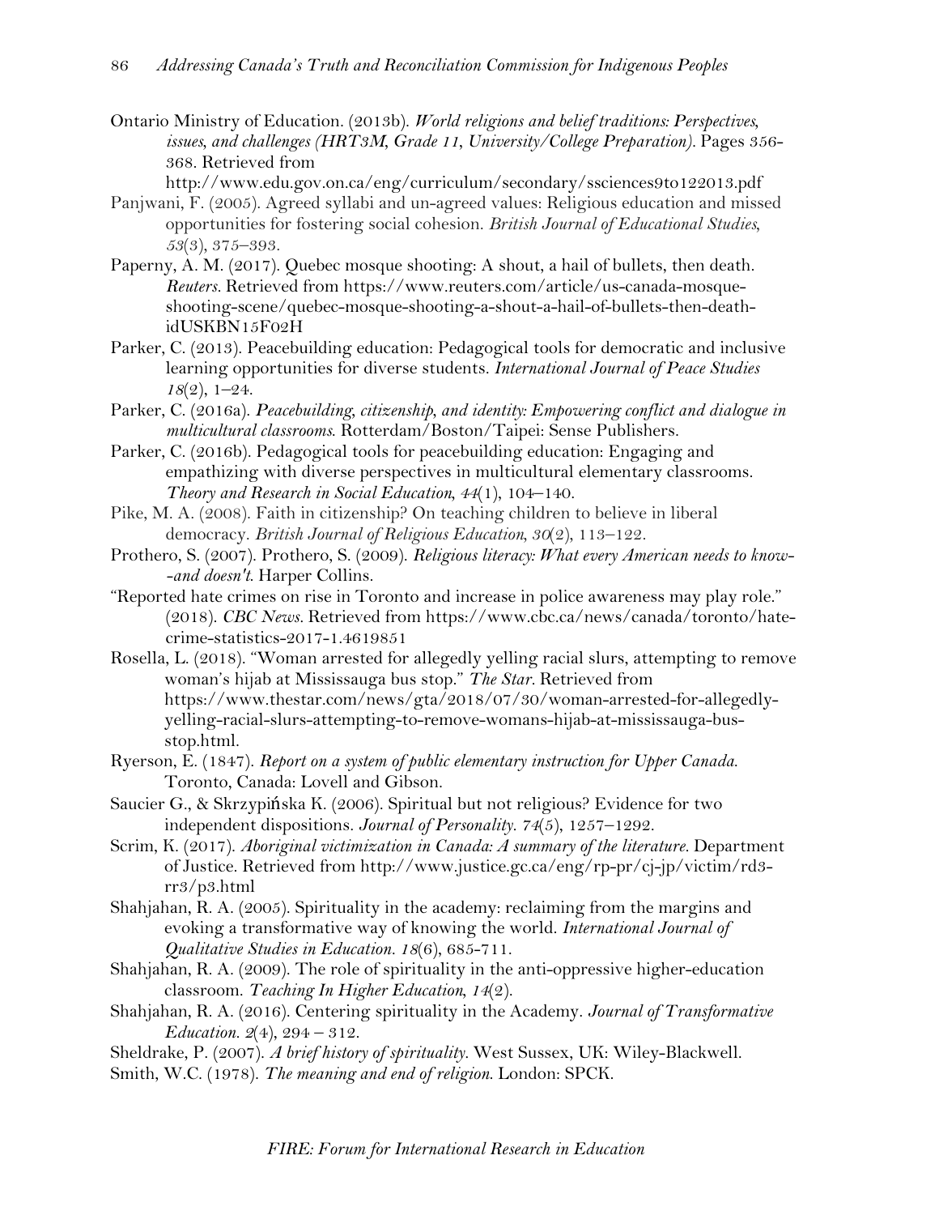Ontario Ministry of Education. (2013b). *World religions and belief traditions: Perspectives, issues, and challenges (HRT3M, Grade 11, University/College Preparation)*. Pages 356-368. Retrieved from http://www.edu.gov.on.ca/eng/curriculum/secondary/ssciences9to122013.pdf

Panjwani, F. (2005). Agreed syllabi and un-agreed values: Religious education and missed opportunities for fostering social cohesion. *British Journal of Educational Studies, 53*(3), 375–393.

Paperny, A. M. (2017). Quebec mosque shooting: A shout, a hail of bullets, then death. *Reuters*. Retrieved from https://www.reuters.com/article/us-canada-mosque-shooting-scene/quebec-mosque-shooting-a-shout-a-hail-of-bullets-then-death-idUSKBN15F02H

Parker, C. (2013). Peacebuilding education: Pedagogical tools for democratic and inclusive learning opportunities for diverse students. *International Journal of Peace Studies 18*(2), 1–24.

Parker, C. (2016a). *Peacebuilding, citizenship, and identity: Empowering conflict and dialogue in multicultural classrooms*. Rotterdam/Boston/Taipei: Sense Publishers.

Parker, C. (2016b). Pedagogical tools for peacebuilding education: Engaging and empathizing with diverse perspectives in multicultural elementary classrooms. *Theory and Research in Social Education, 44*(1), 104–140.

Pike, M. A. (2008). Faith in citizenship? On teaching children to believe in liberal democracy. *British Journal of Religious Education, 30*(2), 113–122.

Prothero, S. (2007). Prothero, S. (2009). *Religious literacy: What every American needs to know--and doesn't*. Harper Collins.

"Reported hate crimes on rise in Toronto and increase in police awareness may play role." (2018). *CBC News*. Retrieved from https://www.cbc.ca/news/canada/toronto/hate-crime-statistics-2017-1.4619851

Rosella, L. (2018). "Woman arrested for allegedly yelling racial slurs, attempting to remove woman's hijab at Mississauga bus stop." *The Star*. Retrieved from https://www.thestar.com/news/gta/2018/07/30/woman-arrested-for-allegedly-yelling-racial-slurs-attempting-to-remove-womans-hijab-at-mississauga-bus-stop.html.

Ryerson, E. (1847). *Report on a system of public elementary instruction for Upper Canada*. Toronto, Canada: Lovell and Gibson.

Saucier G., & Skrzypińska K. (2006). Spiritual but not religious? Evidence for two independent dispositions. *Journal of Personality. 74*(5), 1257–1292.

Scrim, K. (2017). *Aboriginal victimization in Canada: A summary of the literature*. Department of Justice. Retrieved from http://www.justice.gc.ca/eng/rp-pr/cj-jp/victim/rd3-rr3/p3.html

Shahjahan, R. A. (2005). Spirituality in the academy: reclaiming from the margins and evoking a transformative way of knowing the world. *International Journal of Qualitative Studies in Education. 18*(6), 685-711.

Shahjahan, R. A. (2009). The role of spirituality in the anti-oppressive higher-education classroom. *Teaching In Higher Education, 14*(2).

Shahjahan, R. A. (2016). Centering spirituality in the Academy. *Journal of Transformative Education. 2*(4), 294 – 312.

Sheldrake, P. (2007). *A brief history of spirituality*. West Sussex, UK: Wiley-Blackwell.

Smith, W.C. (1978). *The meaning and end of religion*. London: SPCK.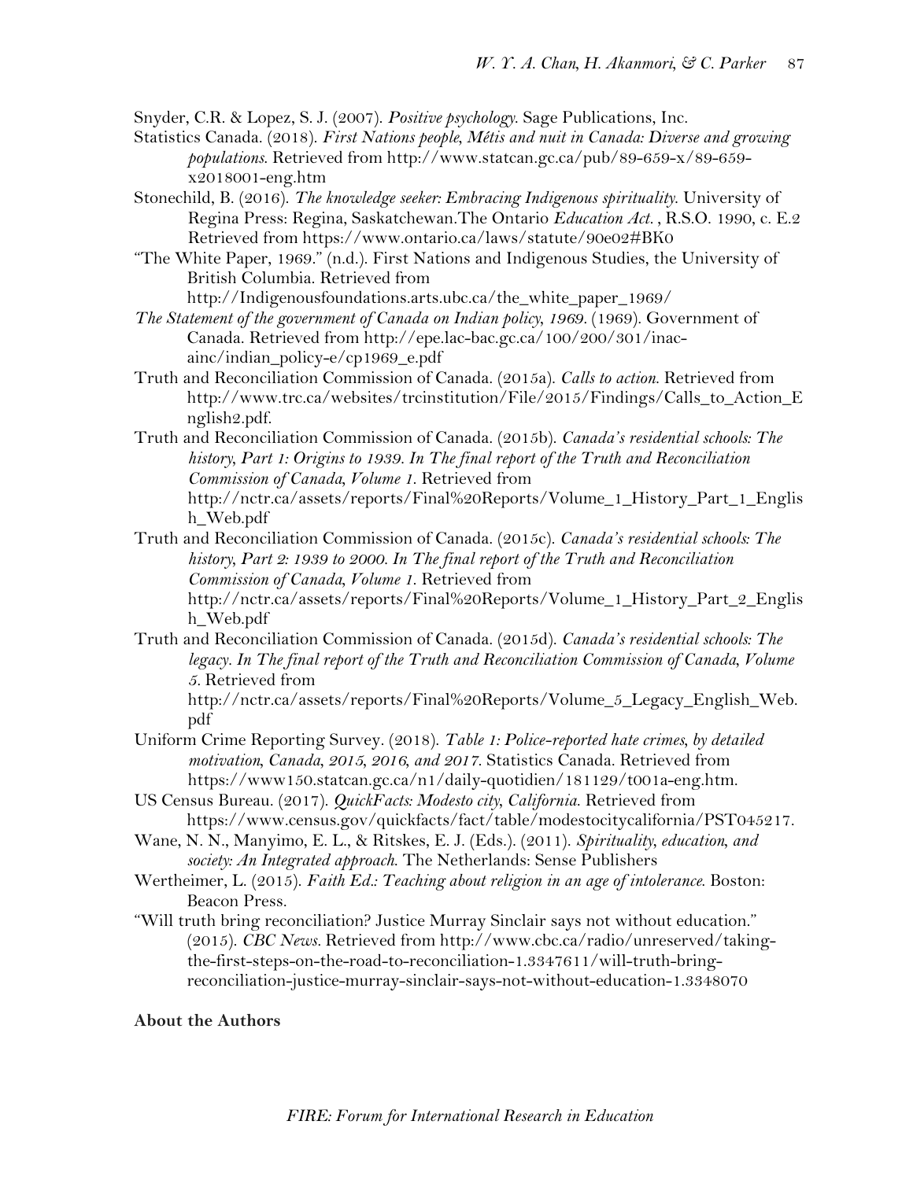Snyder, C.R. & Lopez, S. J. (2007). *Positive psychology*. Sage Publications, Inc.

Statistics Canada. (2018). *First Nations people, Métis and nuit in Canada: Diverse and growing populations*. Retrieved from http://www.statcan.gc.ca/pub/89-659-x/89-659-x2018001-eng.htm

Stonechild, B. (2016). *The knowledge seeker: Embracing Indigenous spirituality*. University of Regina Press: Regina, Saskatchewan.The Ontario *Education Act.* , R.S.O. 1990, c. E.2 Retrieved from https://www.ontario.ca/laws/statute/90e02#BK0

"The White Paper, 1969." (n.d.). First Nations and Indigenous Studies, the University of British Columbia. Retrieved from http://Indigenousfoundations.arts.ubc.ca/the_white_paper_1969/

*The Statement of the government of Canada on Indian policy, 1969*. (1969). Government of Canada. Retrieved from http://epe.lac-bac.gc.ca/100/200/301/inac-ainc/indian_policy-e/cp1969_e.pdf

Truth and Reconciliation Commission of Canada. (2015a). *Calls to action*. Retrieved from http://www.trc.ca/websites/trcinstitution/File/2015/Findings/Calls_to_Action_English2.pdf.

Truth and Reconciliation Commission of Canada. (2015b). *Canada's residential schools: The history, Part 1: Origins to 1939. In The final report of the Truth and Reconciliation Commission of Canada, Volume 1*. Retrieved from http://nctr.ca/assets/reports/Final%20Reports/Volume_1_History_Part_1_English_Web.pdf

Truth and Reconciliation Commission of Canada. (2015c). *Canada's residential schools: The history, Part 2: 1939 to 2000. In The final report of the Truth and Reconciliation Commission of Canada, Volume 1*. Retrieved from http://nctr.ca/assets/reports/Final%20Reports/Volume_1_History_Part_2_English_Web.pdf

Truth and Reconciliation Commission of Canada. (2015d). *Canada's residential schools: The legacy. In The final report of the Truth and Reconciliation Commission of Canada, Volume 5*. Retrieved from http://nctr.ca/assets/reports/Final%20Reports/Volume_5_Legacy_English_Web.pdf

Uniform Crime Reporting Survey. (2018). *Table 1: Police-reported hate crimes, by detailed motivation, Canada, 2015, 2016, and 2017*. Statistics Canada. Retrieved from https://www150.statcan.gc.ca/n1/daily-quotidien/181129/t001a-eng.htm.

US Census Bureau. (2017). *QuickFacts: Modesto city, California*. Retrieved from https://www.census.gov/quickfacts/fact/table/modestocitycalifornia/PST045217.

Wane, N. N., Manyimo, E. L., & Ritskes, E. J. (Eds.). (2011). *Spirituality, education, and society: An Integrated approach.* The Netherlands: Sense Publishers

Wertheimer, L. (2015). *Faith Ed.: Teaching about religion in an age of intolerance*. Boston: Beacon Press.

"Will truth bring reconciliation? Justice Murray Sinclair says not without education." (2015). *CBC News*. Retrieved from http://www.cbc.ca/radio/unreserved/taking-the-first-steps-on-the-road-to-reconciliation-1.3347611/will-truth-bring-reconciliation-justice-murray-sinclair-says-not-without-education-1.3348070

**About the Authors**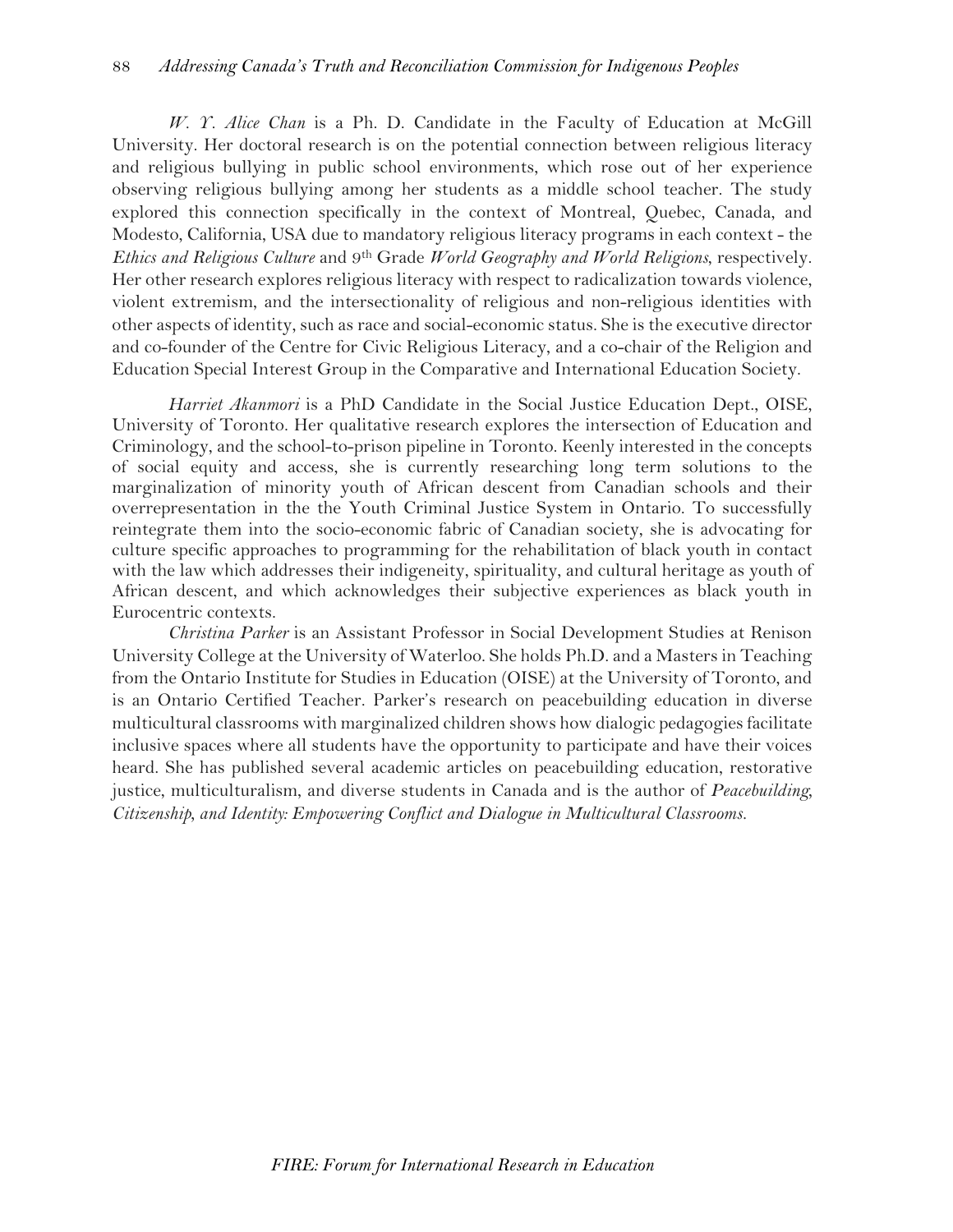*W. Y. Alice Chan* is a Ph. D. Candidate in the Faculty of Education at McGill University. Her doctoral research is on the potential connection between religious literacy and religious bullying in public school environments, which rose out of her experience observing religious bullying among her students as a middle school teacher. The study explored this connection specifically in the context of Montreal, Quebec, Canada, and Modesto, California, USA due to mandatory religious literacy programs in each context - the *Ethics and Religious Culture* and 9th Grade *World Geography and World Religions*, respectively. Her other research explores religious literacy with respect to radicalization towards violence, violent extremism, and the intersectionality of religious and non-religious identities with other aspects of identity, such as race and social-economic status. She is the executive director and co-founder of the Centre for Civic Religious Literacy, and a co-chair of the Religion and Education Special Interest Group in the Comparative and International Education Society.

*Harriet Akanmori* is a PhD Candidate in the Social Justice Education Dept., OISE, University of Toronto. Her qualitative research explores the intersection of Education and Criminology, and the school-to-prison pipeline in Toronto. Keenly interested in the concepts of social equity and access, she is currently researching long term solutions to the marginalization of minority youth of African descent from Canadian schools and their overrepresentation in the the Youth Criminal Justice System in Ontario. To successfully reintegrate them into the socio-economic fabric of Canadian society, she is advocating for culture specific approaches to programming for the rehabilitation of black youth in contact with the law which addresses their indigeneity, spirituality, and cultural heritage as youth of African descent, and which acknowledges their subjective experiences as black youth in Eurocentric contexts.

*Christina Parker* is an Assistant Professor in Social Development Studies at Renison University College at the University of Waterloo. She holds Ph.D. and a Masters in Teaching from the Ontario Institute for Studies in Education (OISE) at the University of Toronto, and is an Ontario Certified Teacher. Parker's research on peacebuilding education in diverse multicultural classrooms with marginalized children shows how dialogic pedagogies facilitate inclusive spaces where all students have the opportunity to participate and have their voices heard. She has published several academic articles on peacebuilding education, restorative justice, multiculturalism, and diverse students in Canada and is the author of *Peacebuilding, Citizenship, and Identity: Empowering Conflict and Dialogue in Multicultural Classrooms.*